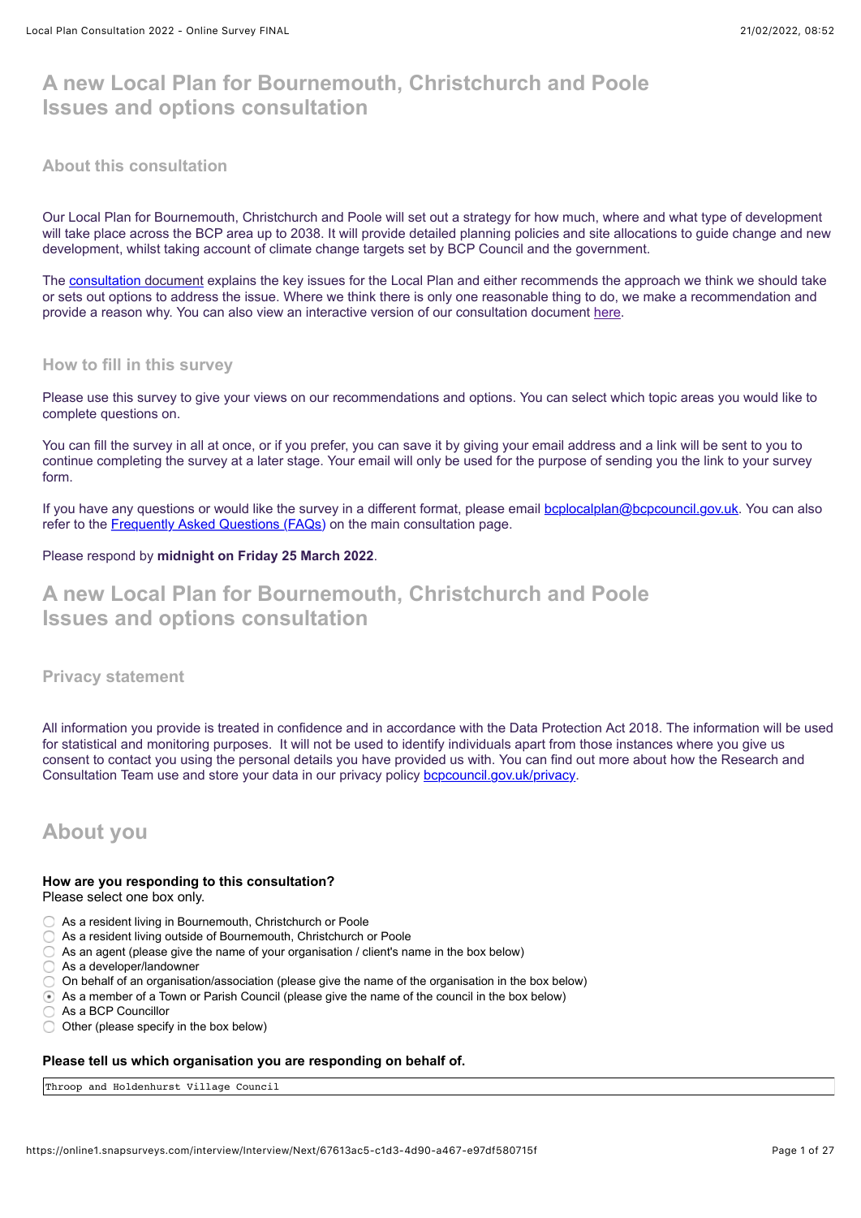# A new Local Plan for Bournemouth, Christchurch and Poole Issues and options consultation

### About this consultation

Our Local Plan for Bournemouth, Christchurch and Poole will set out a strategy for how much, where and what type of development will take place across the BCP area up to 2038. It will provide detailed planning policies and site allocations to guide change and new development, whilst taking account of climate change targets set by BCP Council and the government.

The consultation document explains the key issues for the Local Plan and either recommends the approach we think we should take or sets out options to address the issue. Where we think there is only one reasonable thing to do, we make a recommendation and provide a reason why. You can also view an interactive version of our consultation document here.

### How to fill in this survey

Please use this survey to give your views on our recommendations and options. You can select which topic areas you would like to complete questions on.

You can fill the survey in all at once, or if you prefer, you can save it by giving your email address and a link will be sent to you to continue completing the survey at a later stage. Your email will only be used for the purpose of sending you the link to your survey form.

If you have any questions or would like the survey in a different format, please email bcplocalplan@bcpcouncil.gov.uk. You can also refer to the Frequently Asked Questions (FAQs) on the main consultation page.

Please respond by **midnight on Friday 25 March 2022**.

# A new Local Plan for Bournemouth, Christchurch and Poole Issues and options consultation

### Privacy statement

All information you provide is treated in confidence and in accordance with the Data Protection Act 2018. The information will be used for statistical and monitoring purposes. It will not be used to identify individuals apart from those instances where you give us consent to contact you using the personal details you have provided us with. You can find out more about how the Research and Consultation Team use and store your data in our privacy policy bcpcouncil.gov.uk/privacy.

## About you

**How are you responding to this consultation?**
Please select one box only.

- ( ) As a resident living in Bournemouth, Christchurch or Poole
- ( ) As a resident living outside of Bournemouth, Christchurch or Poole
- ( ) As an agent (please give the name of your organisation / client's name in the box below)
- ( ) As a developer/landowner
- ( ) On behalf of an organisation/association (please give the name of the organisation in the box below)
- (•) As a member of a Town or Parish Council (please give the name of the council in the box below)
- ( ) As a BCP Councillor
- ( ) Other (please specify in the box below)

**Please tell us which organisation you are responding on behalf of.**

Throop and Holdenhurst Village Council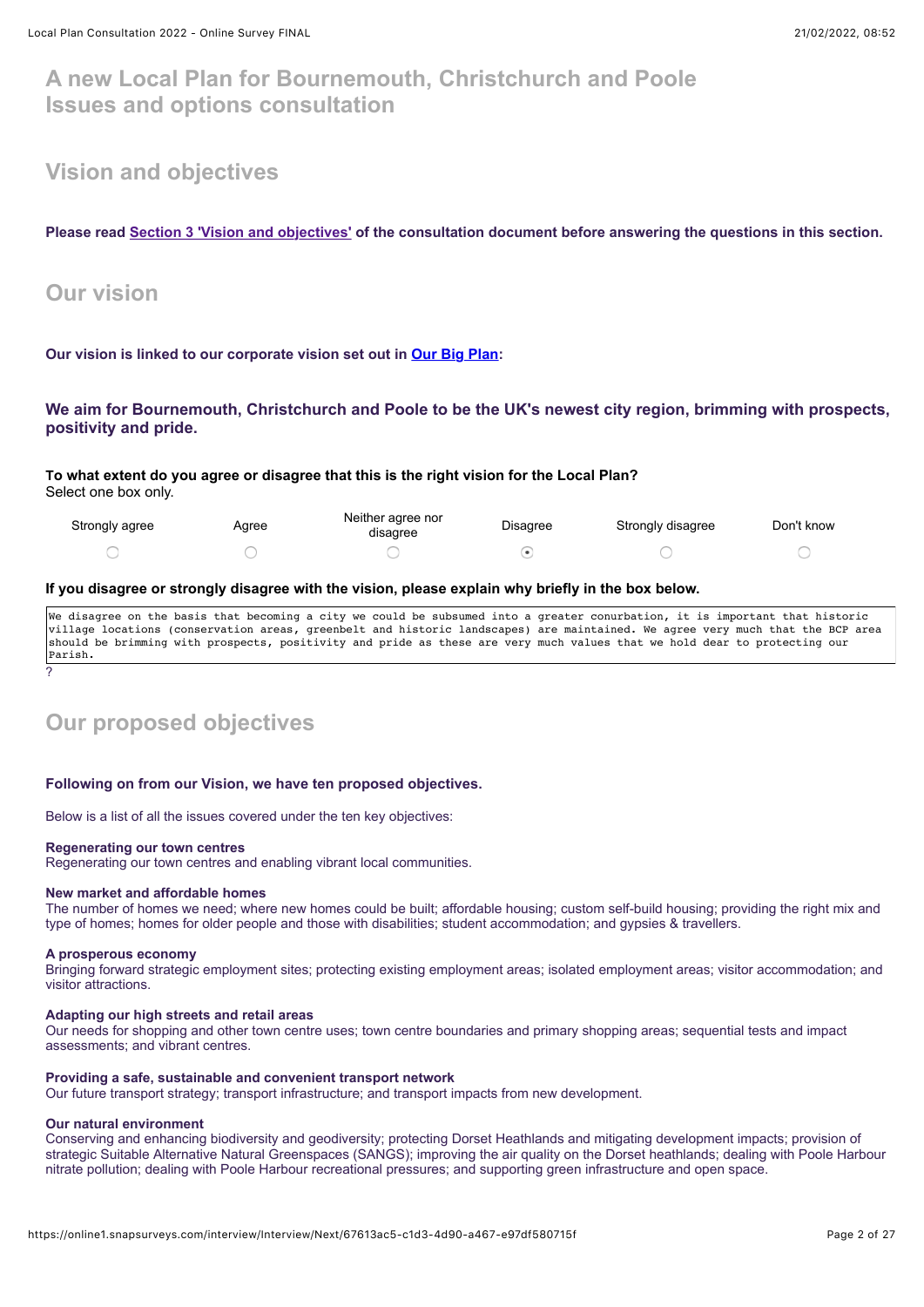# A new Local Plan for Bournemouth, Christchurch and Poole Issues and options consultation

## Vision and objectives

**Please read Section 3 'Vision and objectives' of the consultation document before answering the questions in this section.**

## Our vision

**Our vision is linked to our corporate vision set out in Our Big Plan:**

### We aim for Bournemouth, Christchurch and Poole to be the UK's newest city region, brimming with prospects, positivity and pride.

**To what extent do you agree or disagree that this is the right vision for the Local Plan?**
Select one box only.

| Strongly agree | Agree | Neither agree nor disagree | Disagree | Strongly disagree | Don't know |
|---|---|---|---|---|---|
| ○ | ○ | ○ | ⦿ | ○ | ○ |

**If you disagree or strongly disagree with the vision, please explain why briefly in the box below.**

```
We disagree on the basis that becoming a city we could be subsumed into a greater conurbation, it is important that historic village locations (conservation areas, greenbelt and historic landscapes) are maintained. We agree very much that the BCP area should be brimming with prospects, positivity and pride as these are very much values that we hold dear to protecting our Parish.
```

?

## Our proposed objectives

**Following on from our Vision, we have ten proposed objectives.**

Below is a list of all the issues covered under the ten key objectives:

**Regenerating our town centres**
Regenerating our town centres and enabling vibrant local communities.

**New market and affordable homes**
The number of homes we need; where new homes could be built; affordable housing; custom self-build housing; providing the right mix and type of homes; homes for older people and those with disabilities; student accommodation; and gypsies & travellers.

**A prosperous economy**
Bringing forward strategic employment sites; protecting existing employment areas; isolated employment areas; visitor accommodation; and visitor attractions.

**Adapting our high streets and retail areas**
Our needs for shopping and other town centre uses; town centre boundaries and primary shopping areas; sequential tests and impact assessments; and vibrant centres.

**Providing a safe, sustainable and convenient transport network**
Our future transport strategy; transport infrastructure; and transport impacts from new development.

**Our natural environment**
Conserving and enhancing biodiversity and geodiversity; protecting Dorset Heathlands and mitigating development impacts; provision of strategic Suitable Alternative Natural Greenspaces (SANGS); improving the air quality on the Dorset heathlands; dealing with Poole Harbour nitrate pollution; dealing with Poole Harbour recreational pressures; and supporting green infrastructure and open space.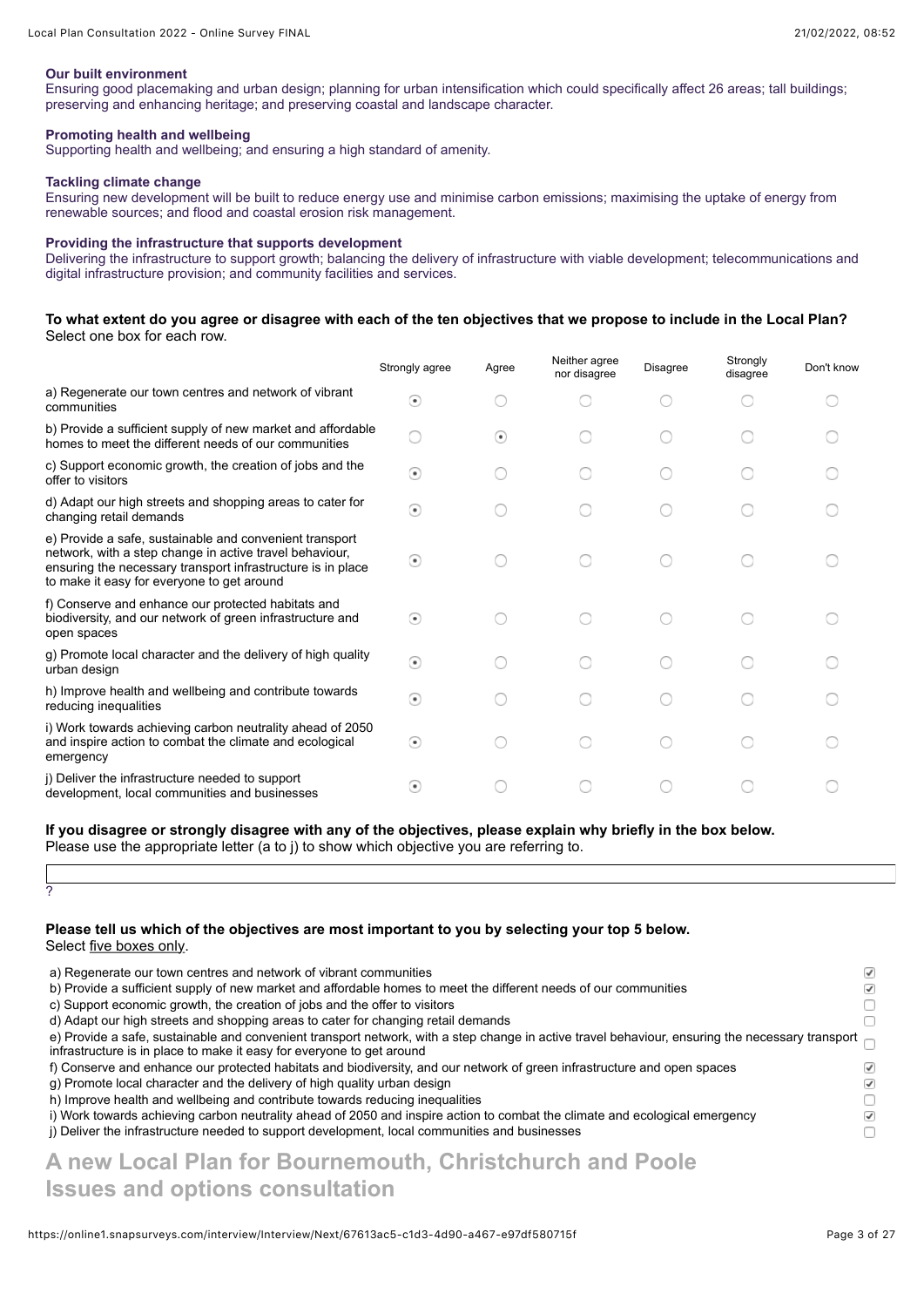**Our built environment**
Ensuring good placemaking and urban design; planning for urban intensification which could specifically affect 26 areas; tall buildings; preserving and enhancing heritage; and preserving coastal and landscape character.

**Promoting health and wellbeing**
Supporting health and wellbeing; and ensuring a high standard of amenity.

**Tackling climate change**
Ensuring new development will be built to reduce energy use and minimise carbon emissions; maximising the uptake of energy from renewable sources; and flood and coastal erosion risk management.

**Providing the infrastructure that supports development**
Delivering the infrastructure to support growth; balancing the delivery of infrastructure with viable development; telecommunications and digital infrastructure provision; and community facilities and services.

**To what extent do you agree or disagree with each of the ten objectives that we propose to include in the Local Plan?**
Select one box for each row.

| | Strongly agree | Agree | Neither agree nor disagree | Disagree | Strongly disagree | Don't know |
|---|---|---|---|---|---|---|
| a) Regenerate our town centres and network of vibrant communities | ◉ | ○ | ○ | ○ | ○ | ○ |
| b) Provide a sufficient supply of new market and affordable homes to meet the different needs of our communities | ○ | ◉ | ○ | ○ | ○ | ○ |
| c) Support economic growth, the creation of jobs and the offer to visitors | ◉ | ○ | ○ | ○ | ○ | ○ |
| d) Adapt our high streets and shopping areas to cater for changing retail demands | ◉ | ○ | ○ | ○ | ○ | ○ |
| e) Provide a safe, sustainable and convenient transport network, with a step change in active travel behaviour, ensuring the necessary transport infrastructure is in place to make it easy for everyone to get around | ◉ | ○ | ○ | ○ | ○ | ○ |
| f) Conserve and enhance our protected habitats and biodiversity, and our network of green infrastructure and open spaces | ◉ | ○ | ○ | ○ | ○ | ○ |
| g) Promote local character and the delivery of high quality urban design | ◉ | ○ | ○ | ○ | ○ | ○ |
| h) Improve health and wellbeing and contribute towards reducing inequalities | ◉ | ○ | ○ | ○ | ○ | ○ |
| i) Work towards achieving carbon neutrality ahead of 2050 and inspire action to combat the climate and ecological emergency | ◉ | ○ | ○ | ○ | ○ | ○ |
| j) Deliver the infrastructure needed to support development, local communities and businesses | ◉ | ○ | ○ | ○ | ○ | ○ |

**If you disagree or strongly disagree with any of the objectives, please explain why briefly in the box below.**
Please use the appropriate letter (a to j) to show which objective you are referring to.

?

**Please tell us which of the objectives are most important to you by selecting your top 5 below.**
Select five boxes only.

- [x] a) Regenerate our town centres and network of vibrant communities
- [x] b) Provide a sufficient supply of new market and affordable homes to meet the different needs of our communities
- [ ] c) Support economic growth, the creation of jobs and the offer to visitors
- [ ] d) Adapt our high streets and shopping areas to cater for changing retail demands
- [ ] e) Provide a safe, sustainable and convenient transport network, with a step change in active travel behaviour, ensuring the necessary transport infrastructure is in place to make it easy for everyone to get around
- [x] f) Conserve and enhance our protected habitats and biodiversity, and our network of green infrastructure and open spaces
- [x] g) Promote local character and the delivery of high quality urban design
- [ ] h) Improve health and wellbeing and contribute towards reducing inequalities
- [x] i) Work towards achieving carbon neutrality ahead of 2050 and inspire action to combat the climate and ecological emergency
- [ ] j) Deliver the infrastructure needed to support development, local communities and businesses

# A new Local Plan for Bournemouth, Christchurch and Poole Issues and options consultation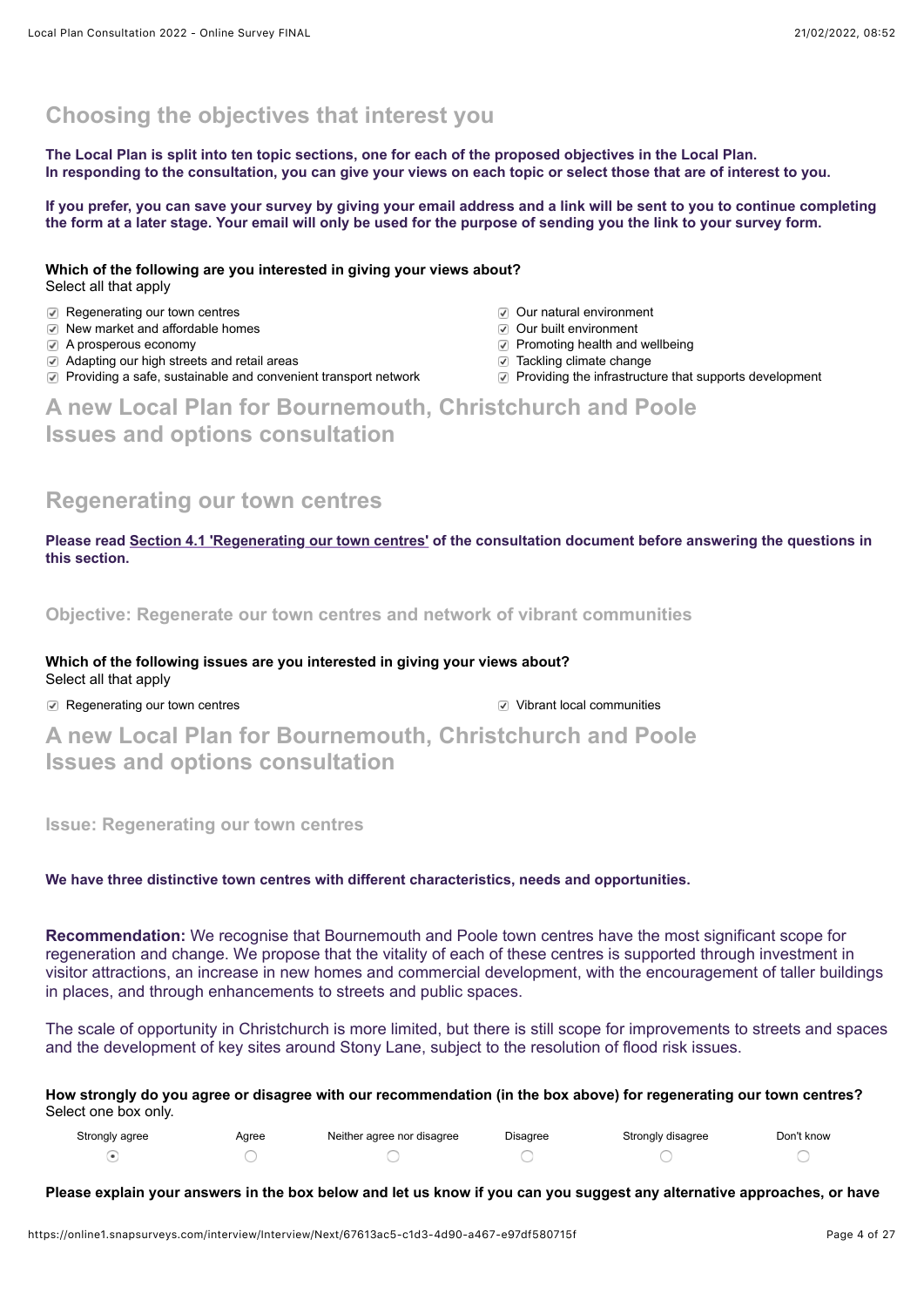## Choosing the objectives that interest you

**The Local Plan is split into ten topic sections, one for each of the proposed objectives in the Local Plan. In responding to the consultation, you can give your views on each topic or select those that are of interest to you.**

**If you prefer, you can save your survey by giving your email address and a link will be sent to you to continue completing the form at a later stage. Your email will only be used for the purpose of sending you the link to your survey form.**

**Which of the following are you interested in giving your views about?**
Select all that apply

- [x] Regenerating our town centres
- [x] New market and affordable homes
- [x] A prosperous economy
- [x] Adapting our high streets and retail areas
- [x] Providing a safe, sustainable and convenient transport network
- [x] Our natural environment
- [x] Our built environment
- [x] Promoting health and wellbeing
- [x] Tackling climate change
- [x] Providing the infrastructure that supports development

## A new Local Plan for Bournemouth, Christchurch and Poole Issues and options consultation

## Regenerating our town centres

**Please read Section 4.1 'Regenerating our town centres' of the consultation document before answering the questions in this section.**

### Objective: Regenerate our town centres and network of vibrant communities

**Which of the following issues are you interested in giving your views about?**
Select all that apply

- [x] Regenerating our town centres
- [x] Vibrant local communities

## A new Local Plan for Bournemouth, Christchurch and Poole Issues and options consultation

### Issue: Regenerating our town centres

**We have three distinctive town centres with different characteristics, needs and opportunities.**

**Recommendation:** We recognise that Bournemouth and Poole town centres have the most significant scope for regeneration and change. We propose that the vitality of each of these centres is supported through investment in visitor attractions, an increase in new homes and commercial development, with the encouragement of taller buildings in places, and through enhancements to streets and public spaces.

The scale of opportunity in Christchurch is more limited, but there is still scope for improvements to streets and spaces and the development of key sites around Stony Lane, subject to the resolution of flood risk issues.

**How strongly do you agree or disagree with our recommendation (in the box above) for regenerating our town centres?**
Select one box only.

| Strongly agree | Agree | Neither agree nor disagree | Disagree | Strongly disagree | Don't know |
|---|---|---|---|---|---|
| (•) | ( ) | ( ) | ( ) | ( ) | ( ) |

**Please explain your answers in the box below and let us know if you can you suggest any alternative approaches, or have**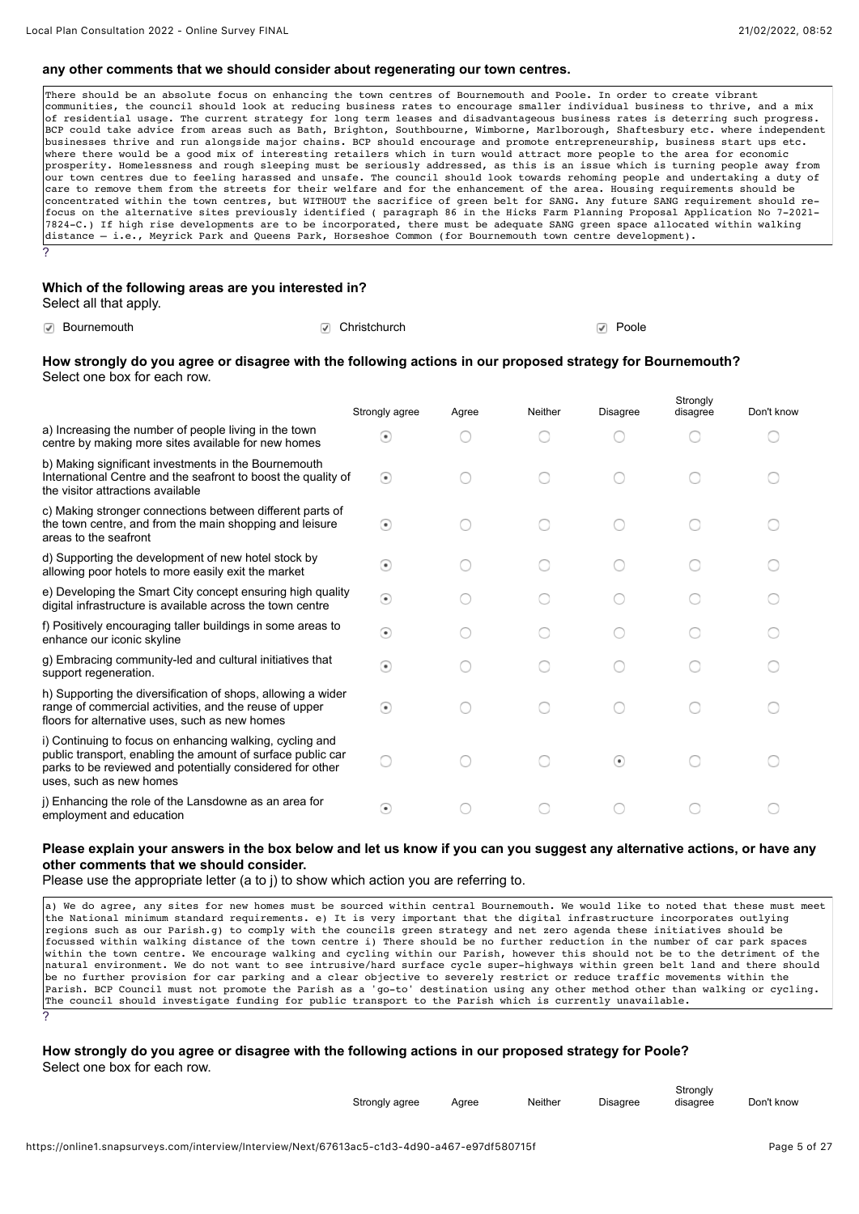**any other comments that we should consider about regenerating our town centres.**

There should be an absolute focus on enhancing the town centres of Bournemouth and Poole. In order to create vibrant communities, the council should look at reducing business rates to encourage smaller individual business to thrive, and a mix of residential usage. The current strategy for long term leases and disadvantageous business rates is deterring such progress. BCP could take advice from areas such as Bath, Brighton, Southbourne, Wimborne, Marlborough, Shaftesbury etc. where independent businesses thrive and run alongside major chains. BCP should encourage and promote entrepreneurship, business start ups etc. where there would be a good mix of interesting retailers which in turn would attract more people to the area for economic prosperity. Homelessness and rough sleeping must be seriously addressed, as this is an issue which is turning people away from our town centres due to feeling harassed and unsafe. The council should look towards rehoming people and undertaking a duty of care to remove them from the streets for their welfare and for the enhancement of the area. Housing requirements should be concentrated within the town centres, but WITHOUT the sacrifice of green belt for SANG. Any future SANG requirement should re-focus on the alternative sites previously identified ( paragraph 86 in the Hicks Farm Planning Proposal Application No 7-2021-7824-C.) If high rise developments are to be incorporated, there must be adequate SANG green space allocated within walking distance – i.e., Meyrick Park and Queens Park, Horseshoe Common (for Bournemouth town centre development).

?

**Which of the following areas are you interested in?**
Select all that apply.

- [x] Bournemouth
- [x] Christchurch
- [x] Poole

**How strongly do you agree or disagree with the following actions in our proposed strategy for Bournemouth?**
Select one box for each row.

| | Strongly agree | Agree | Neither | Disagree | Strongly disagree | Don't know |
|---|---|---|---|---|---|---|
| a) Increasing the number of people living in the town centre by making more sites available for new homes | ● | | | | | |
| b) Making significant investments in the Bournemouth International Centre and the seafront to boost the quality of the visitor attractions available | ● | | | | | |
| c) Making stronger connections between different parts of the town centre, and from the main shopping and leisure areas to the seafront | ● | | | | | |
| d) Supporting the development of new hotel stock by allowing poor hotels to more easily exit the market | ● | | | | | |
| e) Developing the Smart City concept ensuring high quality digital infrastructure is available across the town centre | ● | | | | | |
| f) Positively encouraging taller buildings in some areas to enhance our iconic skyline | ● | | | | | |
| g) Embracing community-led and cultural initiatives that support regeneration. | ● | | | | | |
| h) Supporting the diversification of shops, allowing a wider range of commercial activities, and the reuse of upper floors for alternative uses, such as new homes | ● | | | | | |
| i) Continuing to focus on enhancing walking, cycling and public transport, enabling the amount of surface public car parks to be reviewed and potentially considered for other uses, such as new homes | | | | ● | | |
| j) Enhancing the role of the Lansdowne as an area for employment and education | ● | | | | | |

**Please explain your answers in the box below and let us know if you can you suggest any alternative actions, or have any other comments that we should consider.**
Please use the appropriate letter (a to j) to show which action you are referring to.

a) We do agree, any sites for new homes must be sourced within central Bournemouth. We would like to noted that these must meet the National minimum standard requirements. e) It is very important that the digital infrastructure incorporates outlying regions such as our Parish.g) to comply with the councils green strategy and net zero agenda these initiatives should be focussed within walking distance of the town centre i) There should be no further reduction in the number of car park spaces within the town centre. We encourage walking and cycling within our Parish, however this should not be to the detriment of the natural environment. We do not want to see intrusive/hard surface cycle super-highways within green belt land and there should be no further provision for car parking and a clear objective to severely restrict or reduce traffic movements within the Parish. BCP Council must not promote the Parish as a 'go-to' destination using any other method other than walking or cycling. The council should investigate funding for public transport to the Parish which is currently unavailable.

?

**How strongly do you agree or disagree with the following actions in our proposed strategy for Poole?**
Select one box for each row.

| | Strongly agree | Agree | Neither | Disagree | Strongly disagree | Don't know |
|---|---|---|---|---|---|---|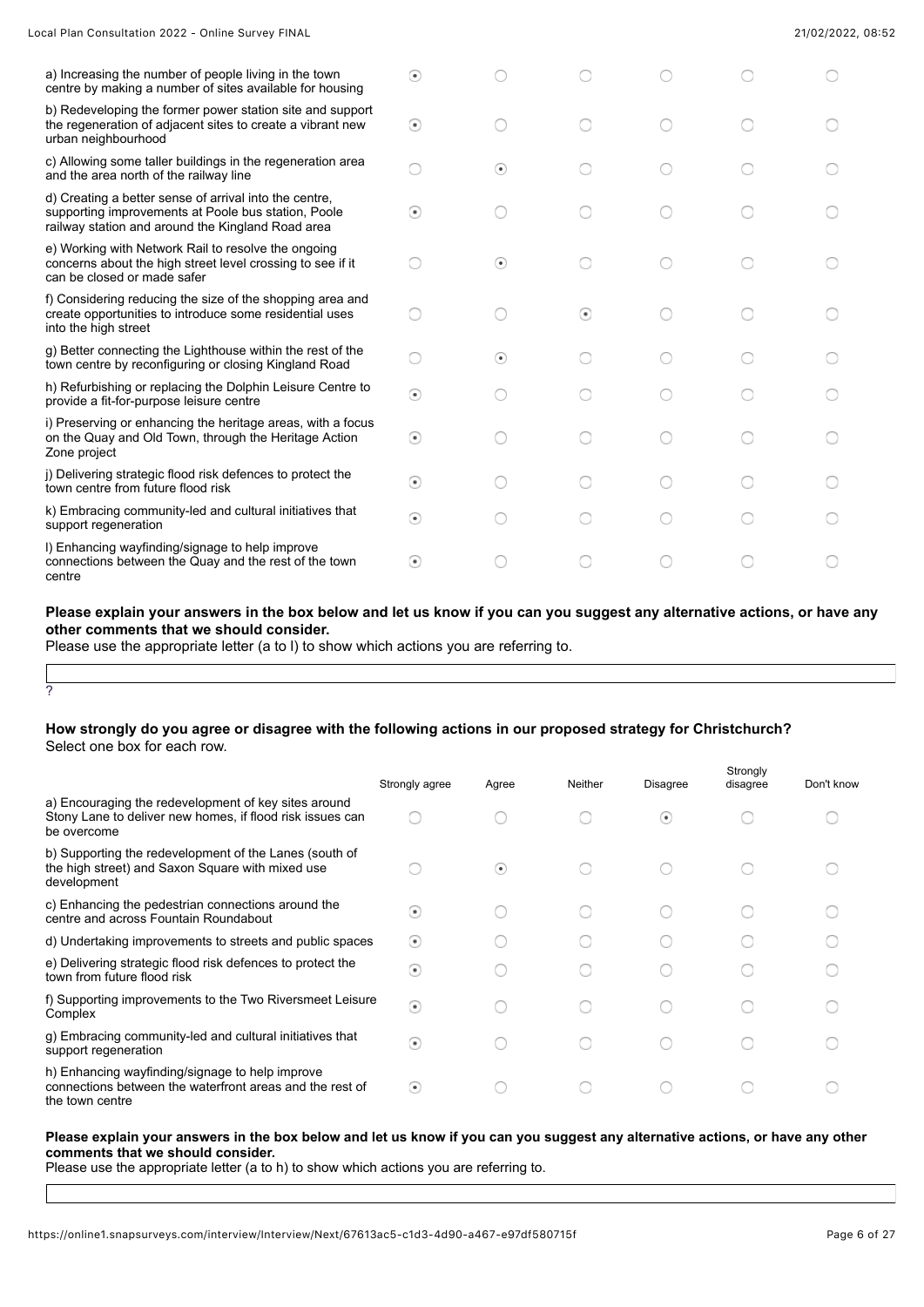| | | | | | | |
|---|---|---|---|---|---|---|
| a) Increasing the number of people living in the town centre by making a number of sites available for housing | ⦿ | ○ | ○ | ○ | ○ | ○ |
| b) Redeveloping the former power station site and support the regeneration of adjacent sites to create a vibrant new urban neighbourhood | ⦿ | ○ | ○ | ○ | ○ | ○ |
| c) Allowing some taller buildings in the regeneration area and the area north of the railway line | ○ | ⦿ | ○ | ○ | ○ | ○ |
| d) Creating a better sense of arrival into the centre, supporting improvements at Poole bus station, Poole railway station and around the Kingland Road area | ⦿ | ○ | ○ | ○ | ○ | ○ |
| e) Working with Network Rail to resolve the ongoing concerns about the high street level crossing to see if it can be closed or made safer | ○ | ⦿ | ○ | ○ | ○ | ○ |
| f) Considering reducing the size of the shopping area and create opportunities to introduce some residential uses into the high street | ○ | ○ | ⦿ | ○ | ○ | ○ |
| g) Better connecting the Lighthouse within the rest of the town centre by reconfiguring or closing Kingland Road | ○ | ⦿ | ○ | ○ | ○ | ○ |
| h) Refurbishing or replacing the Dolphin Leisure Centre to provide a fit-for-purpose leisure centre | ⦿ | ○ | ○ | ○ | ○ | ○ |
| i) Preserving or enhancing the heritage areas, with a focus on the Quay and Old Town, through the Heritage Action Zone project | ⦿ | ○ | ○ | ○ | ○ | ○ |
| j) Delivering strategic flood risk defences to protect the town centre from future flood risk | ⦿ | ○ | ○ | ○ | ○ | ○ |
| k) Embracing community-led and cultural initiatives that support regeneration | ⦿ | ○ | ○ | ○ | ○ | ○ |
| l) Enhancing wayfinding/signage to help improve connections between the Quay and the rest of the town centre | ⦿ | ○ | ○ | ○ | ○ | ○ |

**Please explain your answers in the box below and let us know if you can you suggest any alternative actions, or have any other comments that we should consider.**
Please use the appropriate letter (a to l) to show which actions you are referring to.

?

**How strongly do you agree or disagree with the following actions in our proposed strategy for Christchurch?**
Select one box for each row.

| | Strongly agree | Agree | Neither | Disagree | Strongly disagree | Don't know |
|---|---|---|---|---|---|---|
| a) Encouraging the redevelopment of key sites around Stony Lane to deliver new homes, if flood risk issues can be overcome | ○ | ○ | ○ | ⦿ | ○ | ○ |
| b) Supporting the redevelopment of the Lanes (south of the high street) and Saxon Square with mixed use development | ○ | ⦿ | ○ | ○ | ○ | ○ |
| c) Enhancing the pedestrian connections around the centre and across Fountain Roundabout | ⦿ | ○ | ○ | ○ | ○ | ○ |
| d) Undertaking improvements to streets and public spaces | ⦿ | ○ | ○ | ○ | ○ | ○ |
| e) Delivering strategic flood risk defences to protect the town from future flood risk | ⦿ | ○ | ○ | ○ | ○ | ○ |
| f) Supporting improvements to the Two Riversmeet Leisure Complex | ⦿ | ○ | ○ | ○ | ○ | ○ |
| g) Embracing community-led and cultural initiatives that support regeneration | ⦿ | ○ | ○ | ○ | ○ | ○ |
| h) Enhancing wayfinding/signage to help improve connections between the waterfront areas and the rest of the town centre | ⦿ | ○ | ○ | ○ | ○ | ○ |

**Please explain your answers in the box below and let us know if you can you suggest any alternative actions, or have any other comments that we should consider.**
Please use the appropriate letter (a to h) to show which actions you are referring to.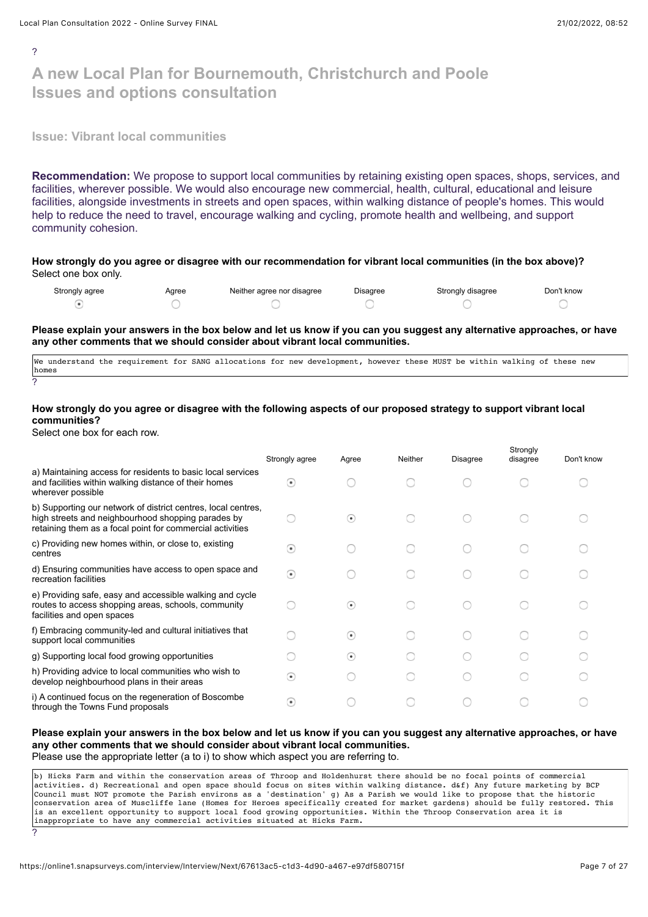?

# A new Local Plan for Bournemouth, Christchurch and Poole Issues and options consultation

## Issue: Vibrant local communities

**Recommendation:** We propose to support local communities by retaining existing open spaces, shops, services, and facilities, wherever possible. We would also encourage new commercial, health, cultural, educational and leisure facilities, alongside investments in streets and open spaces, within walking distance of people's homes. This would help to reduce the need to travel, encourage walking and cycling, promote health and wellbeing, and support community cohesion.

**How strongly do you agree or disagree with our recommendation for vibrant local communities (in the box above)?**
Select one box only.

| Strongly agree | Agree | Neither agree nor disagree | Disagree | Strongly disagree | Don't know |
|---|---|---|---|---|---|
| ⦿ | ○ | ○ | ○ | ○ | ○ |

**Please explain your answers in the box below and let us know if you can you suggest any alternative approaches, or have any other comments that we should consider about vibrant local communities.**

```
We understand the requirement for SANG allocations for new development, however these MUST be within walking of these new homes
```

?

**How strongly do you agree or disagree with the following aspects of our proposed strategy to support vibrant local communities?**
Select one box for each row.

| | Strongly agree | Agree | Neither | Disagree | Strongly disagree | Don't know |
|---|---|---|---|---|---|---|
| a) Maintaining access for residents to basic local services and facilities within walking distance of their homes wherever possible | ⦿ | ○ | ○ | ○ | ○ | ○ |
| b) Supporting our network of district centres, local centres, high streets and neighbourhood shopping parades by retaining them as a focal point for commercial activities | ○ | ⦿ | ○ | ○ | ○ | ○ |
| c) Providing new homes within, or close to, existing centres | ⦿ | ○ | ○ | ○ | ○ | ○ |
| d) Ensuring communities have access to open space and recreation facilities | ⦿ | ○ | ○ | ○ | ○ | ○ |
| e) Providing safe, easy and accessible walking and cycle routes to access shopping areas, schools, community facilities and open spaces | ○ | ⦿ | ○ | ○ | ○ | ○ |
| f) Embracing community-led and cultural initiatives that support local communities | ○ | ⦿ | ○ | ○ | ○ | ○ |
| g) Supporting local food growing opportunities | ○ | ⦿ | ○ | ○ | ○ | ○ |
| h) Providing advice to local communities who wish to develop neighbourhood plans in their areas | ⦿ | ○ | ○ | ○ | ○ | ○ |
| i) A continued focus on the regeneration of Boscombe through the Towns Fund proposals | ⦿ | ○ | ○ | ○ | ○ | ○ |

**Please explain your answers in the box below and let us know if you can you suggest any alternative approaches, or have any other comments that we should consider about vibrant local communities.**
Please use the appropriate letter (a to i) to show which aspect you are referring to.

```
b) Hicks Farm and within the conservation areas of Throop and Holdenhurst there should be no focal points of commercial activities. d) Recreational and open space should focus on sites within walking distance. d&f) Any future marketing by BCP Council must NOT promote the Parish environs as a 'destination' g) As a Parish we would like to propose that the historic conservation area of Muscliffe lane (Homes for Heroes specifically created for market gardens) should be fully restored. This is an excellent opportunity to support local food growing opportunities. Within the Throop Conservation area it is inappropriate to have any commercial activities situated at Hicks Farm.
```

?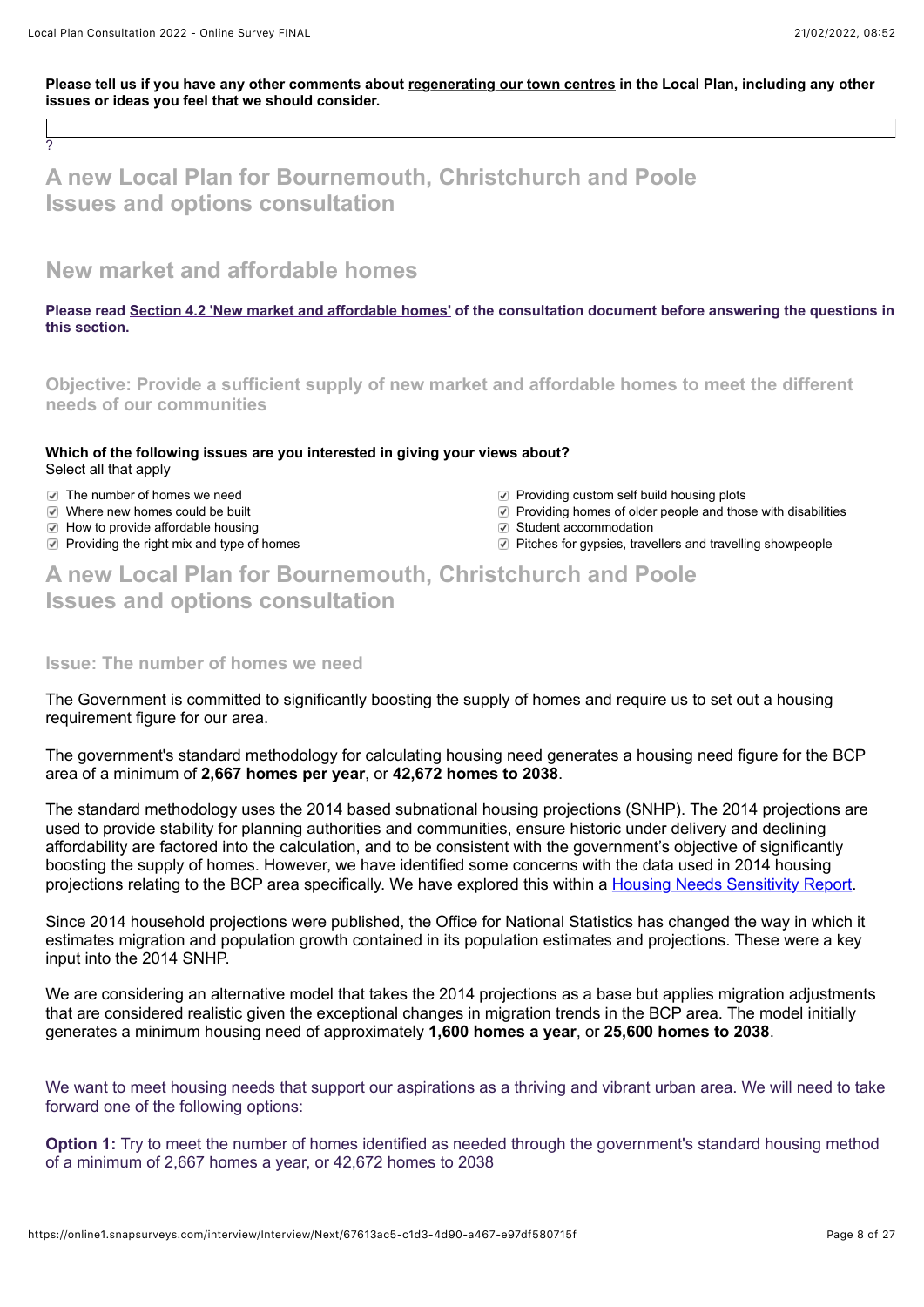**Please tell us if you have any other comments about regenerating our town centres in the Local Plan, including any other issues or ideas you feel that we should consider.**

?

## A new Local Plan for Bournemouth, Christchurch and Poole Issues and options consultation

## New market and affordable homes

**Please read Section 4.2 'New market and affordable homes' of the consultation document before answering the questions in this section.**

### Objective: Provide a sufficient supply of new market and affordable homes to meet the different needs of our communities

**Which of the following issues are you interested in giving your views about?**
Select all that apply

- [x] The number of homes we need
- [x] Where new homes could be built
- [x] How to provide affordable housing
- [x] Providing the right mix and type of homes
- [x] Providing custom self build housing plots
- [x] Providing homes of older people and those with disabilities
- [x] Student accommodation
- [x] Pitches for gypsies, travellers and travelling showpeople

## A new Local Plan for Bournemouth, Christchurch and Poole Issues and options consultation

### Issue: The number of homes we need

The Government is committed to significantly boosting the supply of homes and require us to set out a housing requirement figure for our area.

The government's standard methodology for calculating housing need generates a housing need figure for the BCP area of a minimum of **2,667 homes per year**, or **42,672 homes to 2038**.

The standard methodology uses the 2014 based subnational housing projections (SNHP). The 2014 projections are used to provide stability for planning authorities and communities, ensure historic under delivery and declining affordability are factored into the calculation, and to be consistent with the government's objective of significantly boosting the supply of homes. However, we have identified some concerns with the data used in 2014 housing projections relating to the BCP area specifically. We have explored this within a Housing Needs Sensitivity Report.

Since 2014 household projections were published, the Office for National Statistics has changed the way in which it estimates migration and population growth contained in its population estimates and projections. These were a key input into the 2014 SNHP.

We are considering an alternative model that takes the 2014 projections as a base but applies migration adjustments that are considered realistic given the exceptional changes in migration trends in the BCP area. The model initially generates a minimum housing need of approximately **1,600 homes a year**, or **25,600 homes to 2038**.

We want to meet housing needs that support our aspirations as a thriving and vibrant urban area. We will need to take forward one of the following options:

**Option 1:** Try to meet the number of homes identified as needed through the government's standard housing method of a minimum of 2,667 homes a year, or 42,672 homes to 2038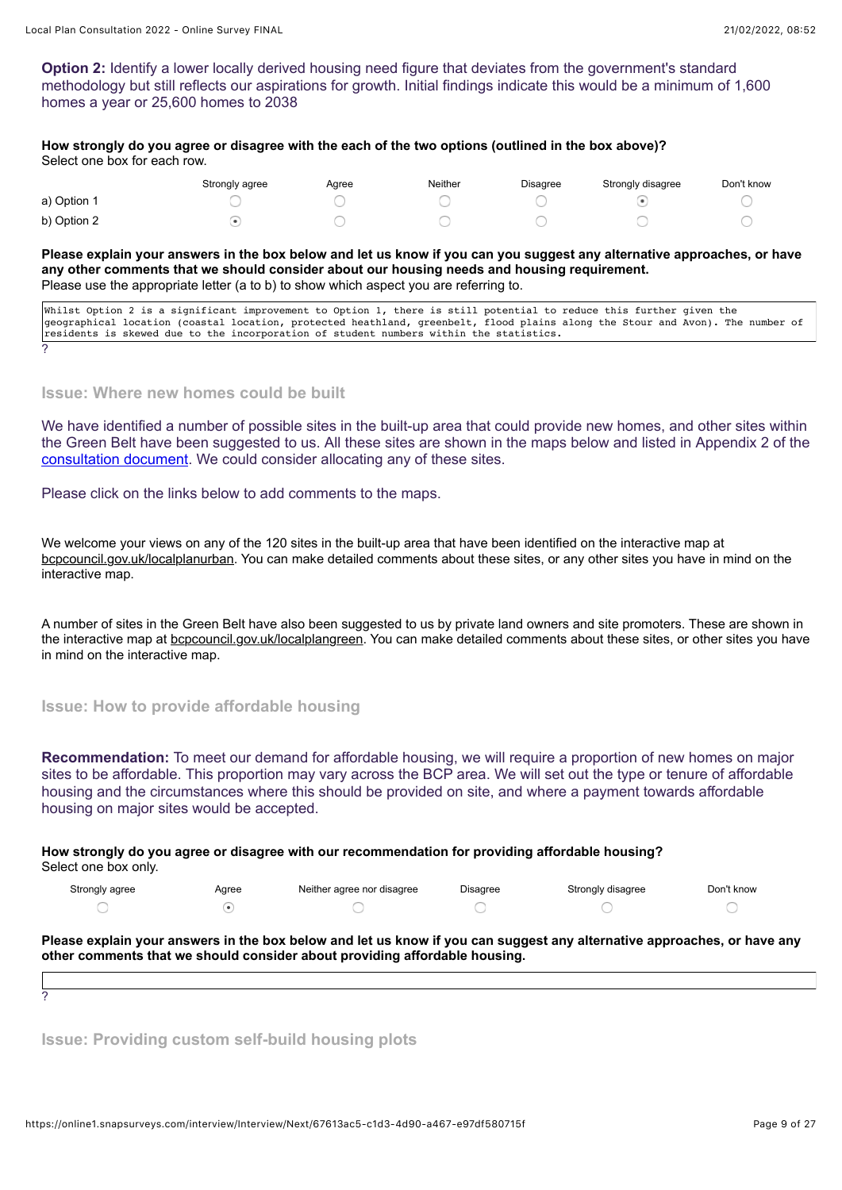**Option 2:** Identify a lower locally derived housing need figure that deviates from the government's standard methodology but still reflects our aspirations for growth. Initial findings indicate this would be a minimum of 1,600 homes a year or 25,600 homes to 2038

**How strongly do you agree or disagree with the each of the two options (outlined in the box above)?**
Select one box for each row.

| | Strongly agree | Agree | Neither | Disagree | Strongly disagree | Don't know |
|---|---|---|---|---|---|---|
| a) Option 1 | ○ | ○ | ○ | ○ | ◉ | ○ |
| b) Option 2 | ◉ | ○ | ○ | ○ | ○ | ○ |

**Please explain your answers in the box below and let us know if you can you suggest any alternative approaches, or have any other comments that we should consider about our housing needs and housing requirement.**
Please use the appropriate letter (a to b) to show which aspect you are referring to.

```
Whilst Option 2 is a significant improvement to Option 1, there is still potential to reduce this further given the
geographical location (coastal location, protected heathland, greenbelt, flood plains along the Stour and Avon). The number of
residents is skewed due to the incorporation of student numbers within the statistics.
```

?

## Issue: Where new homes could be built

We have identified a number of possible sites in the built-up area that could provide new homes, and other sites within the Green Belt have been suggested to us. All these sites are shown in the maps below and listed in Appendix 2 of the consultation document. We could consider allocating any of these sites.

Please click on the links below to add comments to the maps.

We welcome your views on any of the 120 sites in the built-up area that have been identified on the interactive map at bcpcouncil.gov.uk/localplanurban. You can make detailed comments about these sites, or any other sites you have in mind on the interactive map.

A number of sites in the Green Belt have also been suggested to us by private land owners and site promoters. These are shown in the interactive map at bcpcouncil.gov.uk/localplangreen. You can make detailed comments about these sites, or other sites you have in mind on the interactive map.

## Issue: How to provide affordable housing

**Recommendation:** To meet our demand for affordable housing, we will require a proportion of new homes on major sites to be affordable. This proportion may vary across the BCP area. We will set out the type or tenure of affordable housing and the circumstances where this should be provided on site, and where a payment towards affordable housing on major sites would be accepted.

**How strongly do you agree or disagree with our recommendation for providing affordable housing?**
Select one box only.

| Strongly agree | Agree | Neither agree nor disagree | Disagree | Strongly disagree | Don't know |
|---|---|---|---|---|---|
| ○ | ◉ | ○ | ○ | ○ | ○ |

**Please explain your answers in the box below and let us know if you can suggest any alternative approaches, or have any other comments that we should consider about providing affordable housing.**

?

## Issue: Providing custom self-build housing plots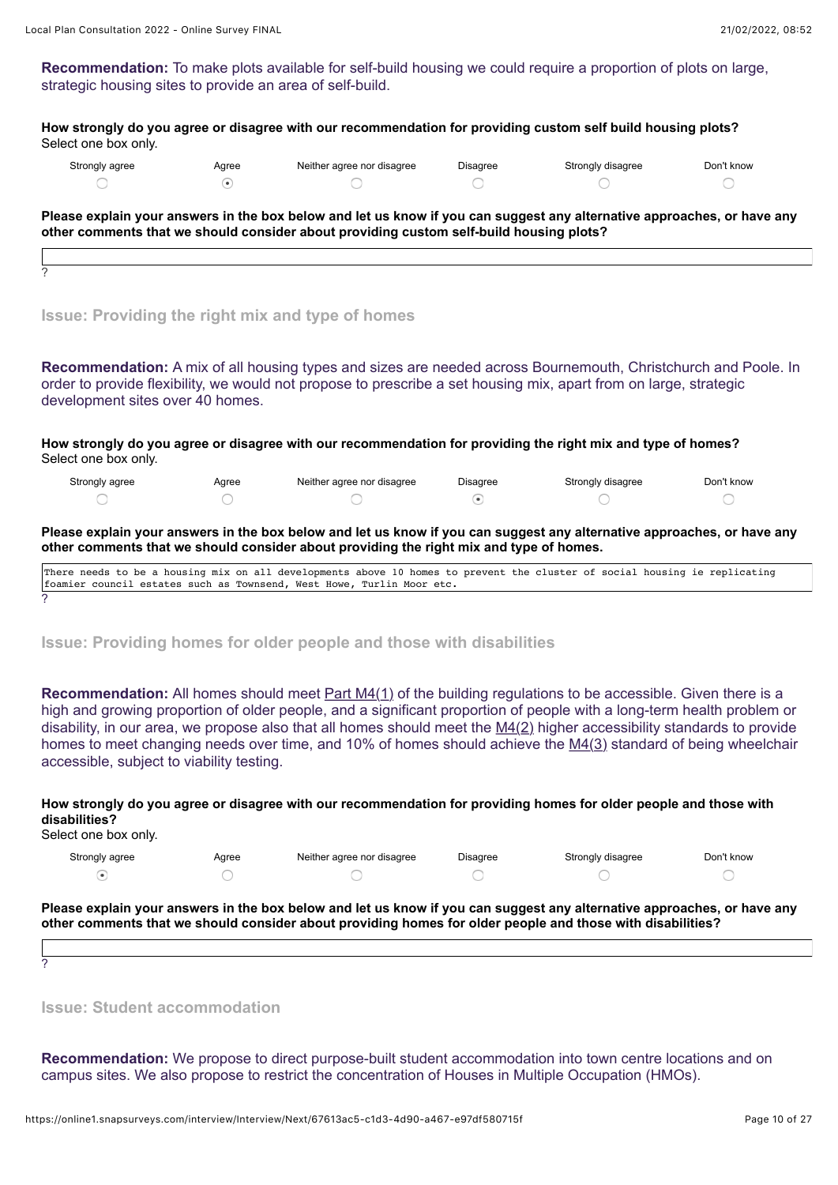**Recommendation:** To make plots available for self-build housing we could require a proportion of plots on large, strategic housing sites to provide an area of self-build.

**How strongly do you agree or disagree with our recommendation for providing custom self build housing plots?**
Select one box only.

| Strongly agree | Agree | Neither agree nor disagree | Disagree | Strongly disagree | Don't know |
|---|---|---|---|---|---|
| ○ | ◉ | ○ | ○ | ○ | ○ |

**Please explain your answers in the box below and let us know if you can suggest any alternative approaches, or have any other comments that we should consider about providing custom self-build housing plots?**

?

### Issue: Providing the right mix and type of homes

**Recommendation:** A mix of all housing types and sizes are needed across Bournemouth, Christchurch and Poole. In order to provide flexibility, we would not propose to prescribe a set housing mix, apart from on large, strategic development sites over 40 homes.

**How strongly do you agree or disagree with our recommendation for providing the right mix and type of homes?**
Select one box only.

| Strongly agree | Agree | Neither agree nor disagree | Disagree | Strongly disagree | Don't know |
|---|---|---|---|---|---|
| ○ | ○ | ○ | ◉ | ○ | ○ |

**Please explain your answers in the box below and let us know if you can suggest any alternative approaches, or have any other comments that we should consider about providing the right mix and type of homes.**

```
There needs to be a housing mix on all developments above 10 homes to prevent the cluster of social housing ie replicating
foamier council estates such as Townsend, West Howe, Turlin Moor etc.
```

?

### Issue: Providing homes for older people and those with disabilities

**Recommendation:** All homes should meet Part M4(1) of the building regulations to be accessible. Given there is a high and growing proportion of older people, and a significant proportion of people with a long-term health problem or disability, in our area, we propose also that all homes should meet the M4(2) higher accessibility standards to provide homes to meet changing needs over time, and 10% of homes should achieve the M4(3) standard of being wheelchair accessible, subject to viability testing.

**How strongly do you agree or disagree with our recommendation for providing homes for older people and those with disabilities?**
Select one box only.

| Strongly agree | Agree | Neither agree nor disagree | Disagree | Strongly disagree | Don't know |
|---|---|---|---|---|---|
| ◉ | ○ | ○ | ○ | ○ | ○ |

**Please explain your answers in the box below and let us know if you can suggest any alternative approaches, or have any other comments that we should consider about providing homes for older people and those with disabilities?**

?

### Issue: Student accommodation

**Recommendation:** We propose to direct purpose-built student accommodation into town centre locations and on campus sites. We also propose to restrict the concentration of Houses in Multiple Occupation (HMOs).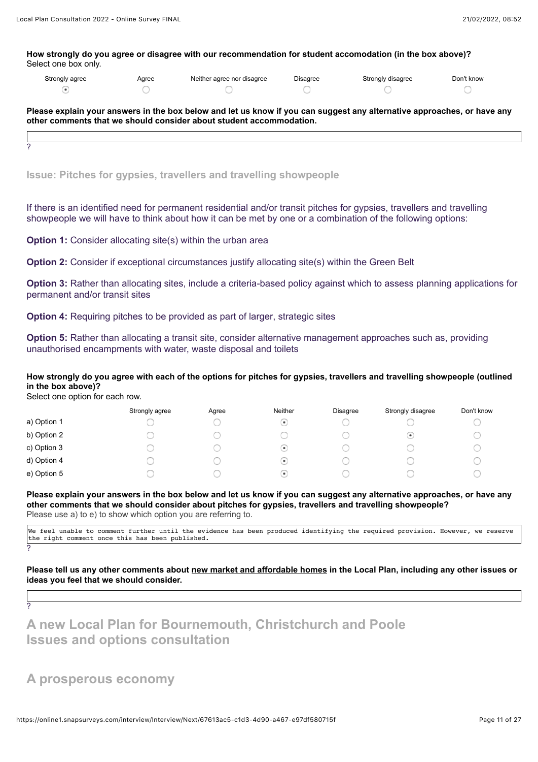**How strongly do you agree or disagree with our recommendation for student accomodation (in the box above)?**
Select one box only.

| Strongly agree | Agree | Neither agree nor disagree | Disagree | Strongly disagree | Don't know |
|---|---|---|---|---|---|
| ⦿ | ○ | ○ | ○ | ○ | ○ |

**Please explain your answers in the box below and let us know if you can suggest any alternative approaches, or have any other comments that we should consider about student accommodation.**

?

### Issue: Pitches for gypsies, travellers and travelling showpeople

If there is an identified need for permanent residential and/or transit pitches for gypsies, travellers and travelling showpeople we will have to think about how it can be met by one or a combination of the following options:

**Option 1:** Consider allocating site(s) within the urban area

**Option 2:** Consider if exceptional circumstances justify allocating site(s) within the Green Belt

**Option 3:** Rather than allocating sites, include a criteria-based policy against which to assess planning applications for permanent and/or transit sites

**Option 4:** Requiring pitches to be provided as part of larger, strategic sites

**Option 5:** Rather than allocating a transit site, consider alternative management approaches such as, providing unauthorised encampments with water, waste disposal and toilets

**How strongly do you agree with each of the options for pitches for gypsies, travellers and travelling showpeople (outlined in the box above)?**
Select one option for each row.

| | Strongly agree | Agree | Neither | Disagree | Strongly disagree | Don't know |
|---|---|---|---|---|---|---|
| a) Option 1 | ○ | ○ | ⦿ | ○ | ○ | ○ |
| b) Option 2 | ○ | ○ | ○ | ○ | ⦿ | ○ |
| c) Option 3 | ○ | ○ | ⦿ | ○ | ○ | ○ |
| d) Option 4 | ○ | ○ | ⦿ | ○ | ○ | ○ |
| e) Option 5 | ○ | ○ | ⦿ | ○ | ○ | ○ |

**Please explain your answers in the box below and let us know if you can suggest any alternative approaches, or have any other comments that we should consider about pitches for gypsies, travellers and travelling showpeople?**
Please use a) to e) to show which option you are referring to.

```
We feel unable to comment further until the evidence has been produced identifying the required provision. However, we reserve
the right comment once this has been published.
```

?

**Please tell us any other comments about new market and affordable homes in the Local Plan, including any other issues or ideas you feel that we should consider.**

?

## A new Local Plan for Bournemouth, Christchurch and Poole Issues and options consultation

## A prosperous economy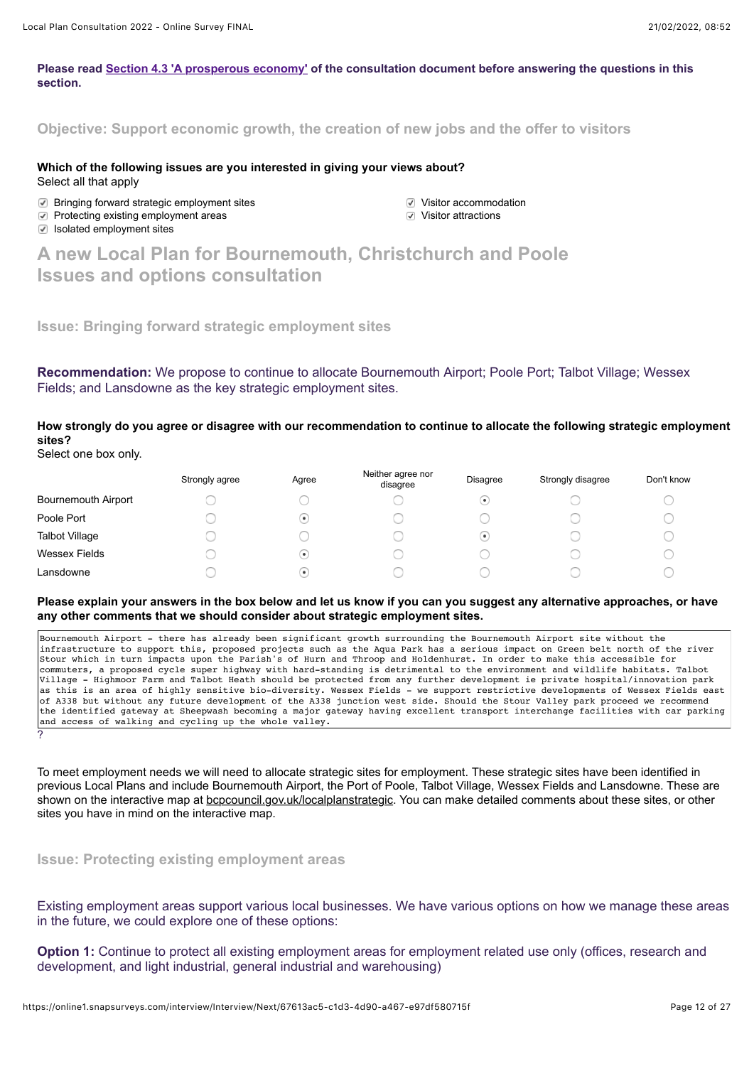**Please read Section 4.3 'A prosperous economy' of the consultation document before answering the questions in this section.**

## Objective: Support economic growth, the creation of new jobs and the offer to visitors

**Which of the following issues are you interested in giving your views about?**
Select all that apply

- [x] Bringing forward strategic employment sites
- [x] Protecting existing employment areas
- [x] Isolated employment sites
- [x] Visitor accommodation
- [x] Visitor attractions

# A new Local Plan for Bournemouth, Christchurch and Poole Issues and options consultation

## Issue: Bringing forward strategic employment sites

**Recommendation:** We propose to continue to allocate Bournemouth Airport; Poole Port; Talbot Village; Wessex Fields; and Lansdowne as the key strategic employment sites.

**How strongly do you agree or disagree with our recommendation to continue to allocate the following strategic employment sites?**
Select one box only.

| | Strongly agree | Agree | Neither agree nor disagree | Disagree | Strongly disagree | Don't know |
|---|---|---|---|---|---|---|
| Bournemouth Airport | ○ | ○ | ○ | ● | ○ | ○ |
| Poole Port | ○ | ● | ○ | ○ | ○ | ○ |
| Talbot Village | ○ | ○ | ○ | ● | ○ | ○ |
| Wessex Fields | ○ | ● | ○ | ○ | ○ | ○ |
| Lansdowne | ○ | ● | ○ | ○ | ○ | ○ |

**Please explain your answers in the box below and let us know if you can you suggest any alternative approaches, or have any other comments that we should consider about strategic employment sites.**

Bournemouth Airport - there has already been significant growth surrounding the Bournemouth Airport site without the infrastructure to support this, proposed projects such as the Aqua Park has a serious impact on Green belt north of the river Stour which in turn impacts upon the Parish's of Hurn and Throop and Holdenhurst. In order to make this accessible for commuters, a proposed cycle super highway with hard-standing is detrimental to the environment and wildlife habitats. Talbot Village - Highmoor Farm and Talbot Heath should be protected from any further development ie private hospital/innovation park as this is an area of highly sensitive bio-diversity. Wessex Fields - we support restrictive developments of Wessex Fields east of A338 but without any future development of the A338 junction west side. Should the Stour Valley park proceed we recommend the identified gateway at Sheepwash becoming a major gateway having excellent transport interchange facilities with car parking and access of walking and cycling up the whole valley.

?

To meet employment needs we will need to allocate strategic sites for employment. These strategic sites have been identified in previous Local Plans and include Bournemouth Airport, the Port of Poole, Talbot Village, Wessex Fields and Lansdowne. These are shown on the interactive map at bcpcouncil.gov.uk/localplanstrategic. You can make detailed comments about these sites, or other sites you have in mind on the interactive map.

## Issue: Protecting existing employment areas

Existing employment areas support various local businesses. We have various options on how we manage these areas in the future, we could explore one of these options:

**Option 1:** Continue to protect all existing employment areas for employment related use only (offices, research and development, and light industrial, general industrial and warehousing)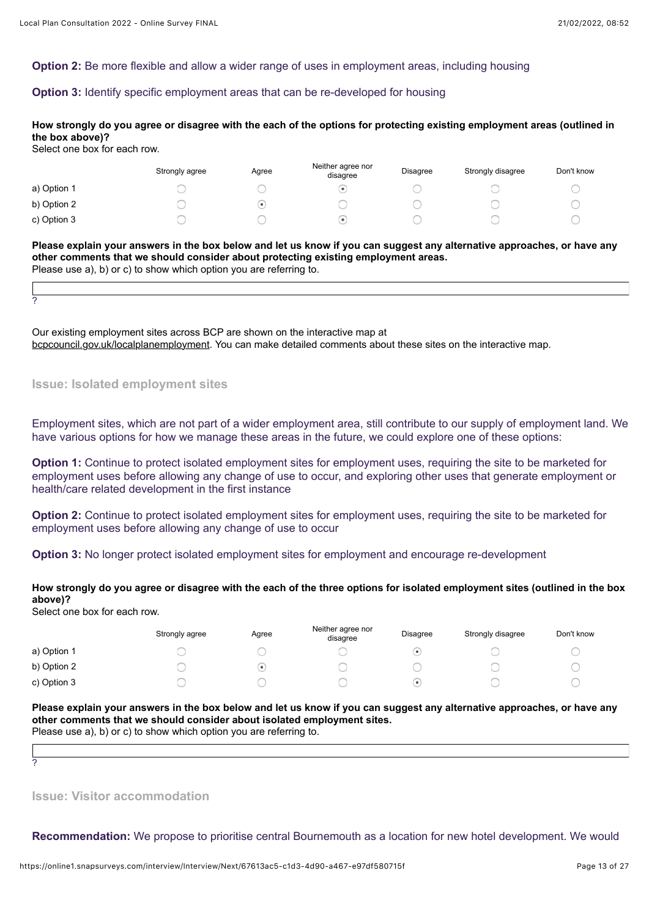**Option 2:** Be more flexible and allow a wider range of uses in employment areas, including housing

**Option 3:** Identify specific employment areas that can be re-developed for housing

**How strongly do you agree or disagree with the each of the options for protecting existing employment areas (outlined in the box above)?**
Select one box for each row.

| | Strongly agree | Agree | Neither agree nor disagree | Disagree | Strongly disagree | Don't know |
|---|---|---|---|---|---|---|
| a) Option 1 | ○ | ○ | ◉ | ○ | ○ | ○ |
| b) Option 2 | ○ | ◉ | ○ | ○ | ○ | ○ |
| c) Option 3 | ○ | ○ | ◉ | ○ | ○ | ○ |

**Please explain your answers in the box below and let us know if you can suggest any alternative approaches, or have any other comments that we should consider about protecting existing employment areas.**
Please use a), b) or c) to show which option you are referring to.

?

Our existing employment sites across BCP are shown on the interactive map at bcpcouncil.gov.uk/localplanemployment. You can make detailed comments about these sites on the interactive map.

### Issue: Isolated employment sites

Employment sites, which are not part of a wider employment area, still contribute to our supply of employment land. We have various options for how we manage these areas in the future, we could explore one of these options:

**Option 1:** Continue to protect isolated employment sites for employment uses, requiring the site to be marketed for employment uses before allowing any change of use to occur, and exploring other uses that generate employment or health/care related development in the first instance

**Option 2:** Continue to protect isolated employment sites for employment uses, requiring the site to be marketed for employment uses before allowing any change of use to occur

**Option 3:** No longer protect isolated employment sites for employment and encourage re-development

**How strongly do you agree or disagree with the each of the three options for isolated employment sites (outlined in the box above)?**
Select one box for each row.

| | Strongly agree | Agree | Neither agree nor disagree | Disagree | Strongly disagree | Don't know |
|---|---|---|---|---|---|---|
| a) Option 1 | ○ | ○ | ○ | ◉ | ○ | ○ |
| b) Option 2 | ○ | ◉ | ○ | ○ | ○ | ○ |
| c) Option 3 | ○ | ○ | ○ | ◉ | ○ | ○ |

**Please explain your answers in the box below and let us know if you can suggest any alternative approaches, or have any other comments that we should consider about isolated employment sites.**
Please use a), b) or c) to show which option you are referring to.

?

### Issue: Visitor accommodation

**Recommendation:** We propose to prioritise central Bournemouth as a location for new hotel development. We would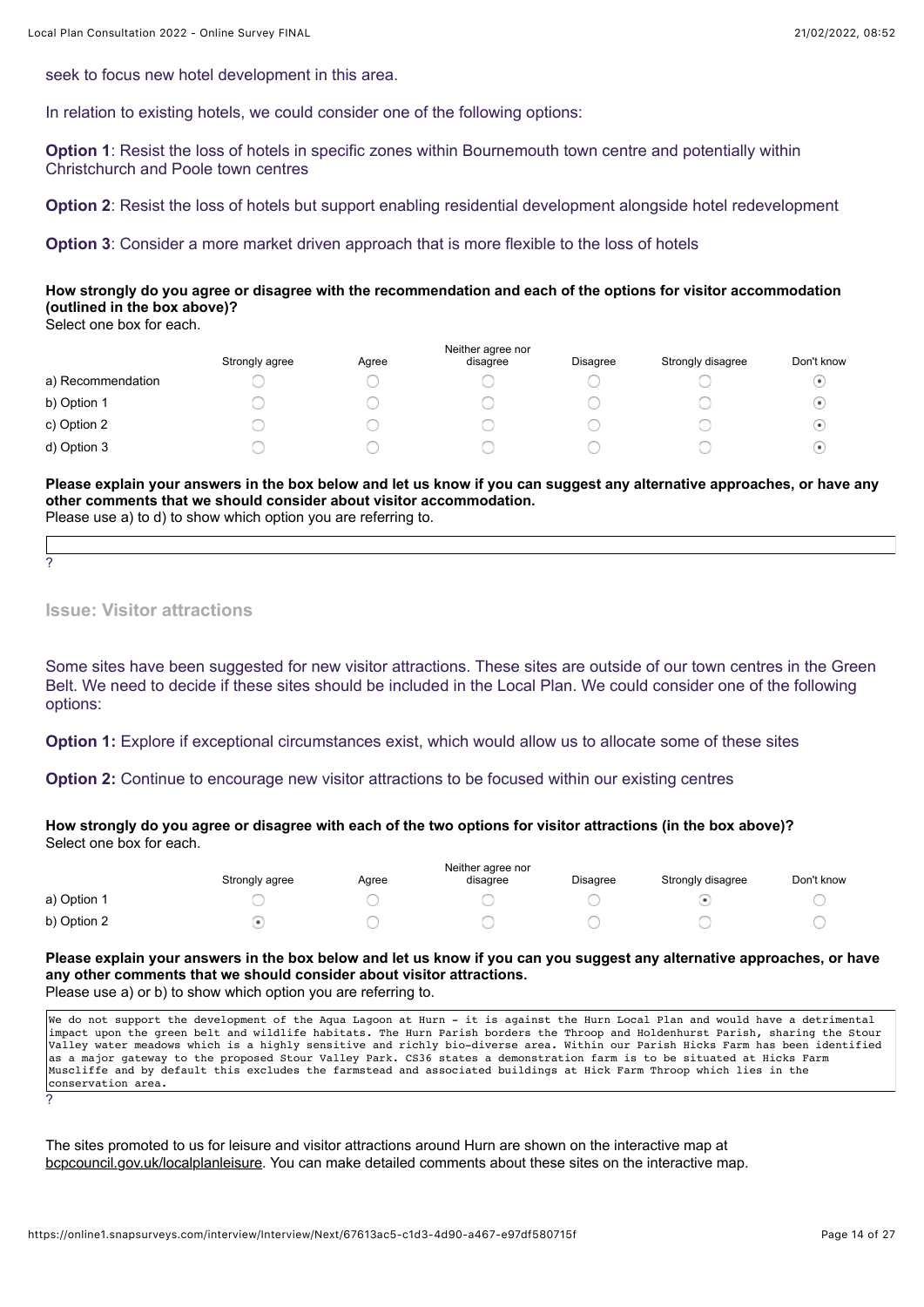seek to focus new hotel development in this area.

In relation to existing hotels, we could consider one of the following options:

**Option 1**: Resist the loss of hotels in specific zones within Bournemouth town centre and potentially within Christchurch and Poole town centres

**Option 2**: Resist the loss of hotels but support enabling residential development alongside hotel redevelopment

**Option 3**: Consider a more market driven approach that is more flexible to the loss of hotels

**How strongly do you agree or disagree with the recommendation and each of the options for visitor accommodation (outlined in the box above)?**
Select one box for each.

| | Strongly agree | Agree | Neither agree nor disagree | Disagree | Strongly disagree | Don't know |
|---|---|---|---|---|---|---|
| a) Recommendation | ○ | ○ | ○ | ○ | ○ | ● |
| b) Option 1 | ○ | ○ | ○ | ○ | ○ | ● |
| c) Option 2 | ○ | ○ | ○ | ○ | ○ | ● |
| d) Option 3 | ○ | ○ | ○ | ○ | ○ | ● |

**Please explain your answers in the box below and let us know if you can suggest any alternative approaches, or have any other comments that we should consider about visitor accommodation.**
Please use a) to d) to show which option you are referring to.

?

## Issue: Visitor attractions

Some sites have been suggested for new visitor attractions. These sites are outside of our town centres in the Green Belt. We need to decide if these sites should be included in the Local Plan. We could consider one of the following options:

**Option 1:** Explore if exceptional circumstances exist, which would allow us to allocate some of these sites

**Option 2:** Continue to encourage new visitor attractions to be focused within our existing centres

**How strongly do you agree or disagree with each of the two options for visitor attractions (in the box above)?**
Select one box for each.

| | Strongly agree | Agree | Neither agree nor disagree | Disagree | Strongly disagree | Don't know |
|---|---|---|---|---|---|---|
| a) Option 1 | ○ | ○ | ○ | ○ | ● | ○ |
| b) Option 2 | ● | ○ | ○ | ○ | ○ | ○ |

**Please explain your answers in the box below and let us know if you can you suggest any alternative approaches, or have any other comments that we should consider about visitor attractions.**
Please use a) or b) to show which option you are referring to.

We do not support the development of the Aqua Lagoon at Hurn - it is against the Hurn Local Plan and would have a detrimental impact upon the green belt and wildlife habitats. The Hurn Parish borders the Throop and Holdenhurst Parish, sharing the Stour Valley water meadows which is a highly sensitive and richly bio-diverse area. Within our Parish Hicks Farm has been identified as a major gateway to the proposed Stour Valley Park. CS36 states a demonstration farm is to be situated at Hicks Farm Muscliffe and by default this excludes the farmstead and associated buildings at Hick Farm Throop which lies in the conservation area.

?

The sites promoted to us for leisure and visitor attractions around Hurn are shown on the interactive map at bcpcouncil.gov.uk/localplanleisure. You can make detailed comments about these sites on the interactive map.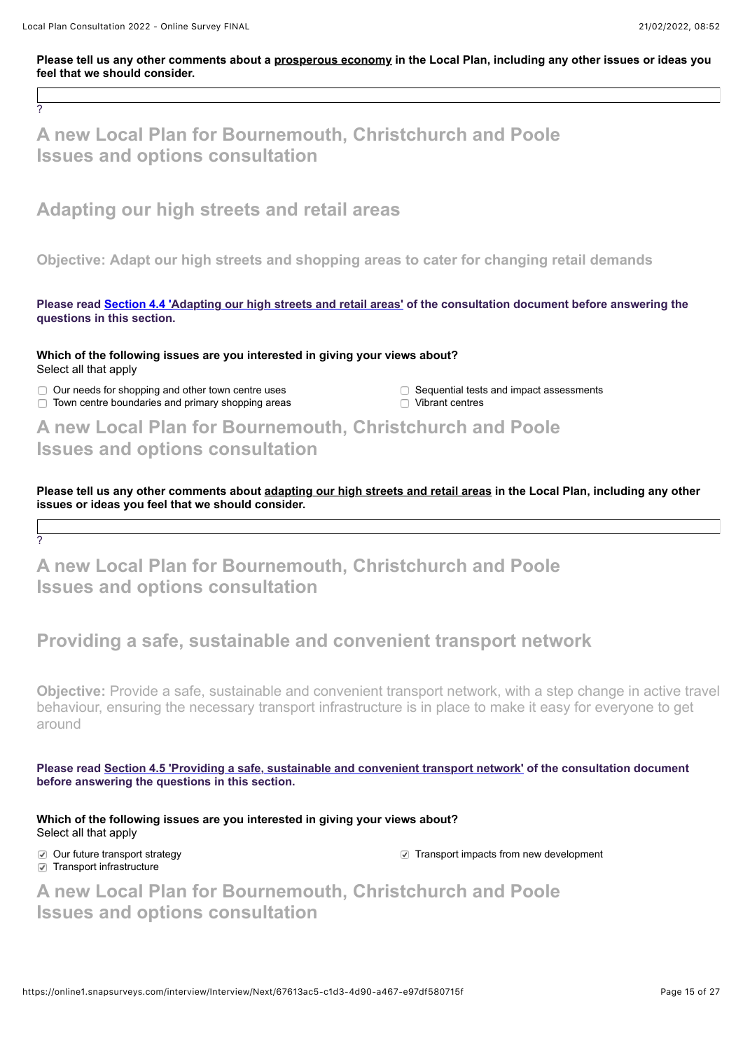**Please tell us any other comments about a prosperous economy in the Local Plan, including any other issues or ideas you feel that we should consider.**

?

## A new Local Plan for Bournemouth, Christchurch and Poole Issues and options consultation

## Adapting our high streets and retail areas

### Objective: Adapt our high streets and shopping areas to cater for changing retail demands

**Please read Section 4.4 'Adapting our high streets and retail areas' of the consultation document before answering the questions in this section.**

**Which of the following issues are you interested in giving your views about?**
Select all that apply

- [ ] Our needs for shopping and other town centre uses
- [ ] Town centre boundaries and primary shopping areas
- [ ] Sequential tests and impact assessments
- [ ] Vibrant centres

## A new Local Plan for Bournemouth, Christchurch and Poole Issues and options consultation

**Please tell us any other comments about adapting our high streets and retail areas in the Local Plan, including any other issues or ideas you feel that we should consider.**

?

## A new Local Plan for Bournemouth, Christchurch and Poole Issues and options consultation

## Providing a safe, sustainable and convenient transport network

**Objective:** Provide a safe, sustainable and convenient transport network, with a step change in active travel behaviour, ensuring the necessary transport infrastructure is in place to make it easy for everyone to get around

**Please read Section 4.5 'Providing a safe, sustainable and convenient transport network' of the consultation document before answering the questions in this section.**

**Which of the following issues are you interested in giving your views about?**
Select all that apply

- [x] Our future transport strategy
- [x] Transport infrastructure
- [x] Transport impacts from new development

## A new Local Plan for Bournemouth, Christchurch and Poole Issues and options consultation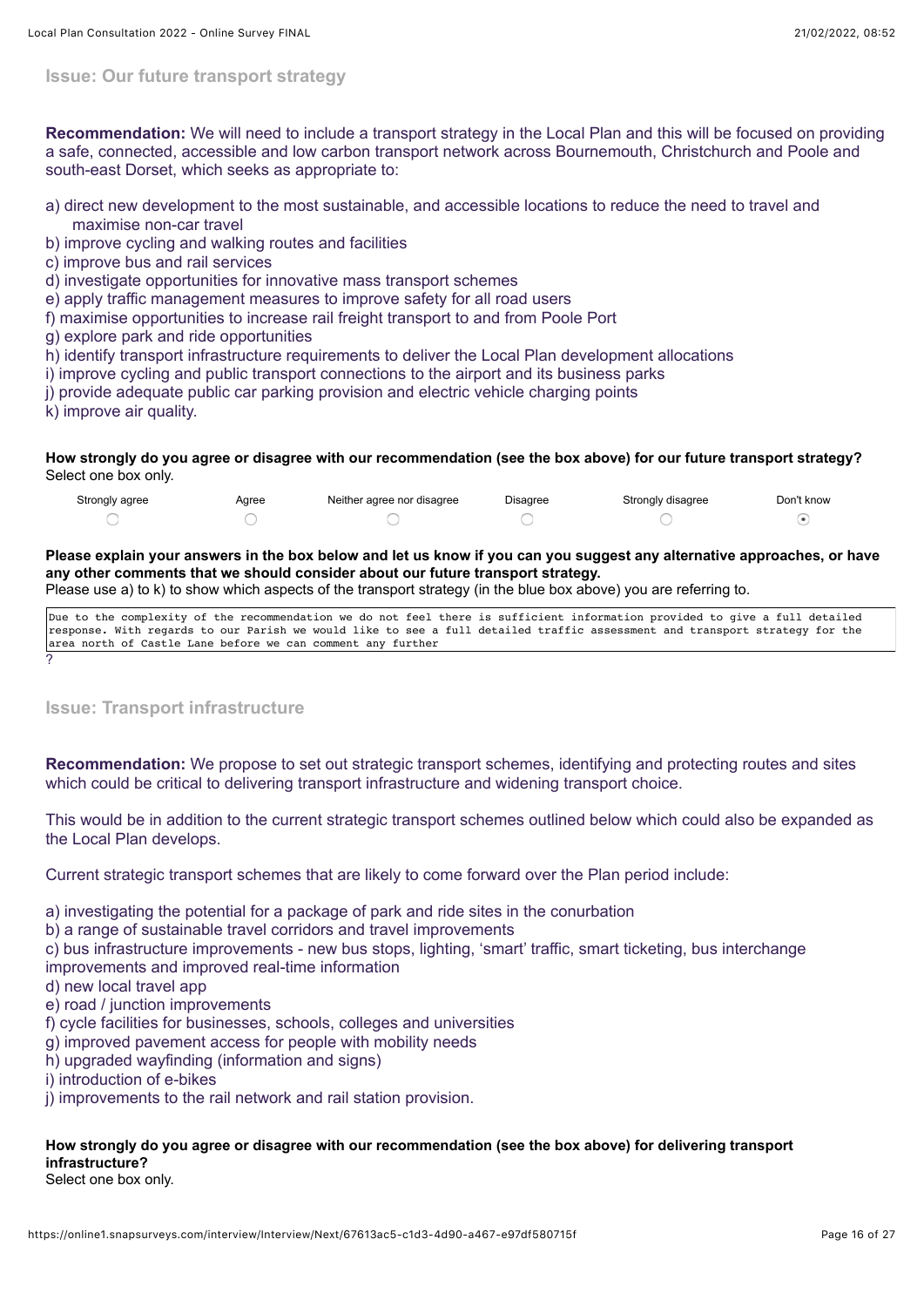### Issue: Our future transport strategy

**Recommendation:** We will need to include a transport strategy in the Local Plan and this will be focused on providing a safe, connected, accessible and low carbon transport network across Bournemouth, Christchurch and Poole and south-east Dorset, which seeks as appropriate to:

a) direct new development to the most sustainable, and accessible locations to reduce the need to travel and maximise non-car travel
b) improve cycling and walking routes and facilities
c) improve bus and rail services
d) investigate opportunities for innovative mass transport schemes
e) apply traffic management measures to improve safety for all road users
f) maximise opportunities to increase rail freight transport to and from Poole Port
g) explore park and ride opportunities
h) identify transport infrastructure requirements to deliver the Local Plan development allocations
i) improve cycling and public transport connections to the airport and its business parks
j) provide adequate public car parking provision and electric vehicle charging points
k) improve air quality.

**How strongly do you agree or disagree with our recommendation (see the box above) for our future transport strategy?**
Select one box only.

| Strongly agree | Agree | Neither agree nor disagree | Disagree | Strongly disagree | Don't know |
|---|---|---|---|---|---|
| ○ | ○ | ○ | ○ | ○ | ◉ |

**Please explain your answers in the box below and let us know if you can you suggest any alternative approaches, or have any other comments that we should consider about our future transport strategy.**
Please use a) to k) to show which aspects of the transport strategy (in the blue box above) you are referring to.

```
Due to the complexity of the recommendation we do not feel there is sufficient information provided to give a full detailed
response. With regards to our Parish we would like to see a full detailed traffic assessment and transport strategy for the
area north of Castle Lane before we can comment any further
```

?

### Issue: Transport infrastructure

**Recommendation:** We propose to set out strategic transport schemes, identifying and protecting routes and sites which could be critical to delivering transport infrastructure and widening transport choice.

This would be in addition to the current strategic transport schemes outlined below which could also be expanded as the Local Plan develops.

Current strategic transport schemes that are likely to come forward over the Plan period include:

a) investigating the potential for a package of park and ride sites in the conurbation
b) a range of sustainable travel corridors and travel improvements
c) bus infrastructure improvements - new bus stops, lighting, 'smart' traffic, smart ticketing, bus interchange improvements and improved real-time information
d) new local travel app
e) road / junction improvements
f) cycle facilities for businesses, schools, colleges and universities
g) improved pavement access for people with mobility needs
h) upgraded wayfinding (information and signs)
i) introduction of e-bikes
j) improvements to the rail network and rail station provision.

**How strongly do you agree or disagree with our recommendation (see the box above) for delivering transport infrastructure?**
Select one box only.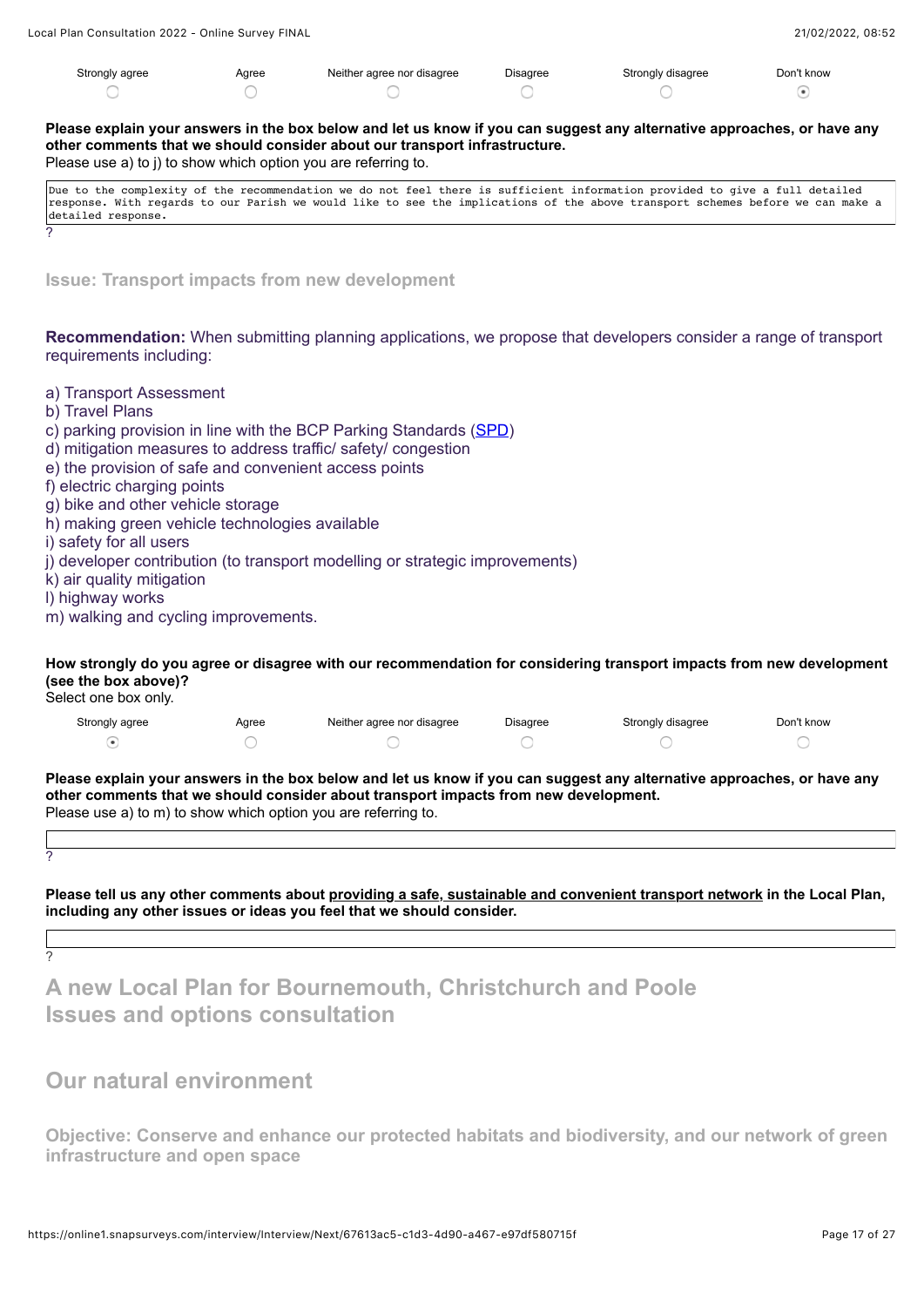| Strongly agree | Agree | Neither agree nor disagree | Disagree | Strongly disagree | Don't know |
|---|---|---|---|---|---|
| ○ | ○ | ○ | ○ | ○ | ⦿ |

**Please explain your answers in the box below and let us know if you can suggest any alternative approaches, or have any other comments that we should consider about our transport infrastructure.**
Please use a) to j) to show which option you are referring to.

```
Due to the complexity of the recommendation we do not feel there is sufficient information provided to give a full detailed response. With regards to our Parish we would like to see the implications of the above transport schemes before we can make a detailed response.
```

?

### Issue: Transport impacts from new development

**Recommendation:** When submitting planning applications, we propose that developers consider a range of transport requirements including:

a) Transport Assessment
b) Travel Plans
c) parking provision in line with the BCP Parking Standards (SPD)
d) mitigation measures to address traffic/ safety/ congestion
e) the provision of safe and convenient access points
f) electric charging points
g) bike and other vehicle storage
h) making green vehicle technologies available
i) safety for all users
j) developer contribution (to transport modelling or strategic improvements)
k) air quality mitigation
l) highway works
m) walking and cycling improvements.

**How strongly do you agree or disagree with our recommendation for considering transport impacts from new development (see the box above)?**
Select one box only.

| Strongly agree | Agree | Neither agree nor disagree | Disagree | Strongly disagree | Don't know |
|---|---|---|---|---|---|
| ⦿ | ○ | ○ | ○ | ○ | ○ |

**Please explain your answers in the box below and let us know if you can suggest any alternative approaches, or have any other comments that we should consider about transport impacts from new development.**
Please use a) to m) to show which option you are referring to.

?

**Please tell us any other comments about providing a safe, sustainable and convenient transport network in the Local Plan, including any other issues or ideas you feel that we should consider.**

?

# A new Local Plan for Bournemouth, Christchurch and Poole Issues and options consultation

## Our natural environment

### Objective: Conserve and enhance our protected habitats and biodiversity, and our network of green infrastructure and open space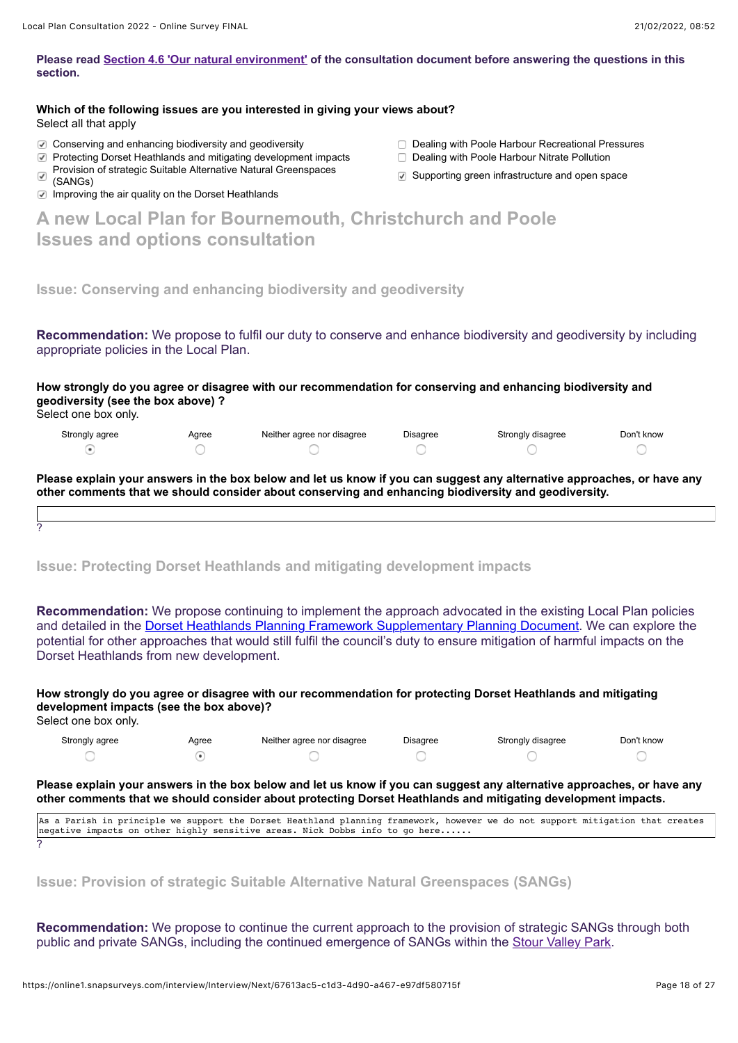**Please read Section 4.6 'Our natural environment' of the consultation document before answering the questions in this section.**

**Which of the following issues are you interested in giving your views about?**
Select all that apply

- [x] Conserving and enhancing biodiversity and geodiversity
- [x] Protecting Dorset Heathlands and mitigating development impacts
- [x] Provision of strategic Suitable Alternative Natural Greenspaces (SANGs)
- [x] Improving the air quality on the Dorset Heathlands
- [ ] Dealing with Poole Harbour Recreational Pressures
- [ ] Dealing with Poole Harbour Nitrate Pollution
- [x] Supporting green infrastructure and open space

# A new Local Plan for Bournemouth, Christchurch and Poole Issues and options consultation

## Issue: Conserving and enhancing biodiversity and geodiversity

**Recommendation:** We propose to fulfil our duty to conserve and enhance biodiversity and geodiversity by including appropriate policies in the Local Plan.

**How strongly do you agree or disagree with our recommendation for conserving and enhancing biodiversity and geodiversity (see the box above) ?**
Select one box only.

| Strongly agree | Agree | Neither agree nor disagree | Disagree | Strongly disagree | Don't know |
|---|---|---|---|---|---|
| (•) | ( ) | ( ) | ( ) | ( ) | ( ) |

**Please explain your answers in the box below and let us know if you can suggest any alternative approaches, or have any other comments that we should consider about conserving and enhancing biodiversity and geodiversity.**

?

## Issue: Protecting Dorset Heathlands and mitigating development impacts

**Recommendation:** We propose continuing to implement the approach advocated in the existing Local Plan policies and detailed in the Dorset Heathlands Planning Framework Supplementary Planning Document. We can explore the potential for other approaches that would still fulfil the council's duty to ensure mitigation of harmful impacts on the Dorset Heathlands from new development.

**How strongly do you agree or disagree with our recommendation for protecting Dorset Heathlands and mitigating development impacts (see the box above)?**
Select one box only.

| Strongly agree | Agree | Neither agree nor disagree | Disagree | Strongly disagree | Don't know |
|---|---|---|---|---|---|
| ( ) | (•) | ( ) | ( ) | ( ) | ( ) |

**Please explain your answers in the box below and let us know if you can suggest any alternative approaches, or have any other comments that we should consider about protecting Dorset Heathlands and mitigating development impacts.**

```
As a Parish in principle we support the Dorset Heathland planning framework, however we do not support mitigation that creates
negative impacts on other highly sensitive areas. Nick Dobbs info to go here......
```

?

## Issue: Provision of strategic Suitable Alternative Natural Greenspaces (SANGs)

**Recommendation:** We propose to continue the current approach to the provision of strategic SANGs through both public and private SANGs, including the continued emergence of SANGs within the Stour Valley Park.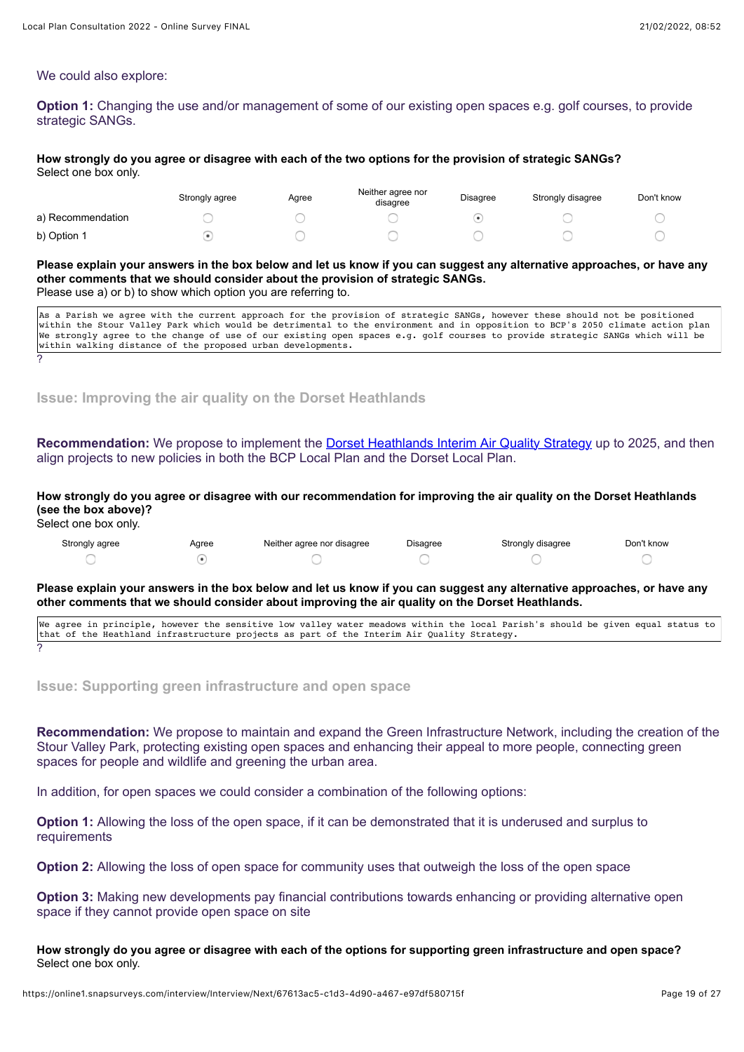We could also explore:

**Option 1:** Changing the use and/or management of some of our existing open spaces e.g. golf courses, to provide strategic SANGs.

**How strongly do you agree or disagree with each of the two options for the provision of strategic SANGs?**
Select one box only.

| | Strongly agree | Agree | Neither agree nor disagree | Disagree | Strongly disagree | Don't know |
|---|---|---|---|---|---|---|
| a) Recommendation | ○ | ○ | ○ | ◉ | ○ | ○ |
| b) Option 1 | ◉ | ○ | ○ | ○ | ○ | ○ |

**Please explain your answers in the box below and let us know if you can suggest any alternative approaches, or have any other comments that we should consider about the provision of strategic SANGs.**
Please use a) or b) to show which option you are referring to.

```
As a Parish we agree with the current approach for the provision of strategic SANGs, however these should not be positioned within the Stour Valley Park which would be detrimental to the environment and in opposition to BCP's 2050 climate action plan We strongly agree to the change of use of our existing open spaces e.g. golf courses to provide strategic SANGs which will be within walking distance of the proposed urban developments.
```

?

## Issue: Improving the air quality on the Dorset Heathlands

**Recommendation:** We propose to implement the Dorset Heathlands Interim Air Quality Strategy up to 2025, and then align projects to new policies in both the BCP Local Plan and the Dorset Local Plan.

**How strongly do you agree or disagree with our recommendation for improving the air quality on the Dorset Heathlands (see the box above)?**
Select one box only.

| Strongly agree | Agree | Neither agree nor disagree | Disagree | Strongly disagree | Don't know |
|---|---|---|---|---|---|
| ○ | ◉ | ○ | ○ | ○ | ○ |

**Please explain your answers in the box below and let us know if you can suggest any alternative approaches, or have any other comments that we should consider about improving the air quality on the Dorset Heathlands.**

```
We agree in principle, however the sensitive low valley water meadows within the local Parish's should be given equal status to that of the Heathland infrastructure projects as part of the Interim Air Quality Strategy.
```

?

## Issue: Supporting green infrastructure and open space

**Recommendation:** We propose to maintain and expand the Green Infrastructure Network, including the creation of the Stour Valley Park, protecting existing open spaces and enhancing their appeal to more people, connecting green spaces for people and wildlife and greening the urban area.

In addition, for open spaces we could consider a combination of the following options:

**Option 1:** Allowing the loss of the open space, if it can be demonstrated that it is underused and surplus to requirements

**Option 2:** Allowing the loss of open space for community uses that outweigh the loss of the open space

**Option 3:** Making new developments pay financial contributions towards enhancing or providing alternative open space if they cannot provide open space on site

**How strongly do you agree or disagree with each of the options for supporting green infrastructure and open space?**
Select one box only.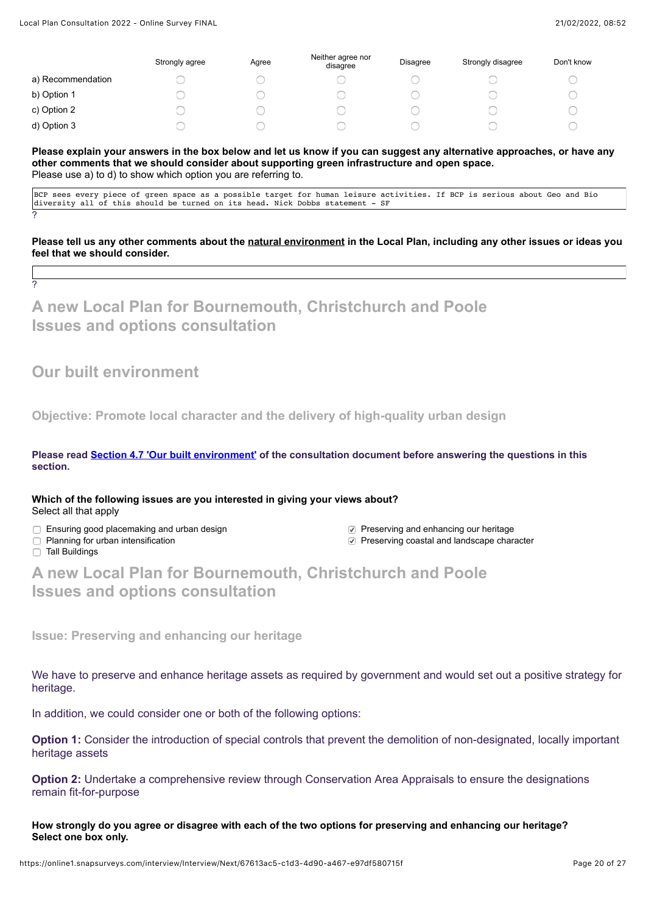| | Strongly agree | Agree | Neither agree nor disagree | Disagree | Strongly disagree | Don't know |
|---|---|---|---|---|---|---|
| a) Recommendation | ◯ | ◯ | ◯ | ◯ | ◯ | ◯ |
| b) Option 1 | ◯ | ◯ | ◯ | ◯ | ◯ | ◯ |
| c) Option 2 | ◯ | ◯ | ◯ | ◯ | ◯ | ◯ |
| d) Option 3 | ◯ | ◯ | ◯ | ◯ | ◯ | ◯ |

**Please explain your answers in the box below and let us know if you can suggest any alternative approaches, or have any other comments that we should consider about supporting green infrastructure and open space.**
Please use a) to d) to show which option you are referring to.

```
BCP sees every piece of green space as a possible target for human leisure activities. If BCP is serious about Geo and Bio
diversity all of this should be turned on its head. Nick Dobbs statement - SF
```

?

**Please tell us any other comments about the natural environment in the Local Plan, including any other issues or ideas you feel that we should consider.**

?

# A new Local Plan for Bournemouth, Christchurch and Poole Issues and options consultation

## Our built environment

### Objective: Promote local character and the delivery of high-quality urban design

**Please read Section 4.7 'Our built environment' of the consultation document before answering the questions in this section.**

**Which of the following issues are you interested in giving your views about?**
Select all that apply

- [ ] Ensuring good placemaking and urban design
- [ ] Planning for urban intensification
- [ ] Tall Buildings
- [x] Preserving and enhancing our heritage
- [x] Preserving coastal and landscape character

# A new Local Plan for Bournemouth, Christchurch and Poole Issues and options consultation

### Issue: Preserving and enhancing our heritage

We have to preserve and enhance heritage assets as required by government and would set out a positive strategy for heritage.

In addition, we could consider one or both of the following options:

**Option 1:** Consider the introduction of special controls that prevent the demolition of non-designated, locally important heritage assets

**Option 2:** Undertake a comprehensive review through Conservation Area Appraisals to ensure the designations remain fit-for-purpose

**How strongly do you agree or disagree with each of the two options for preserving and enhancing our heritage? Select one box only.**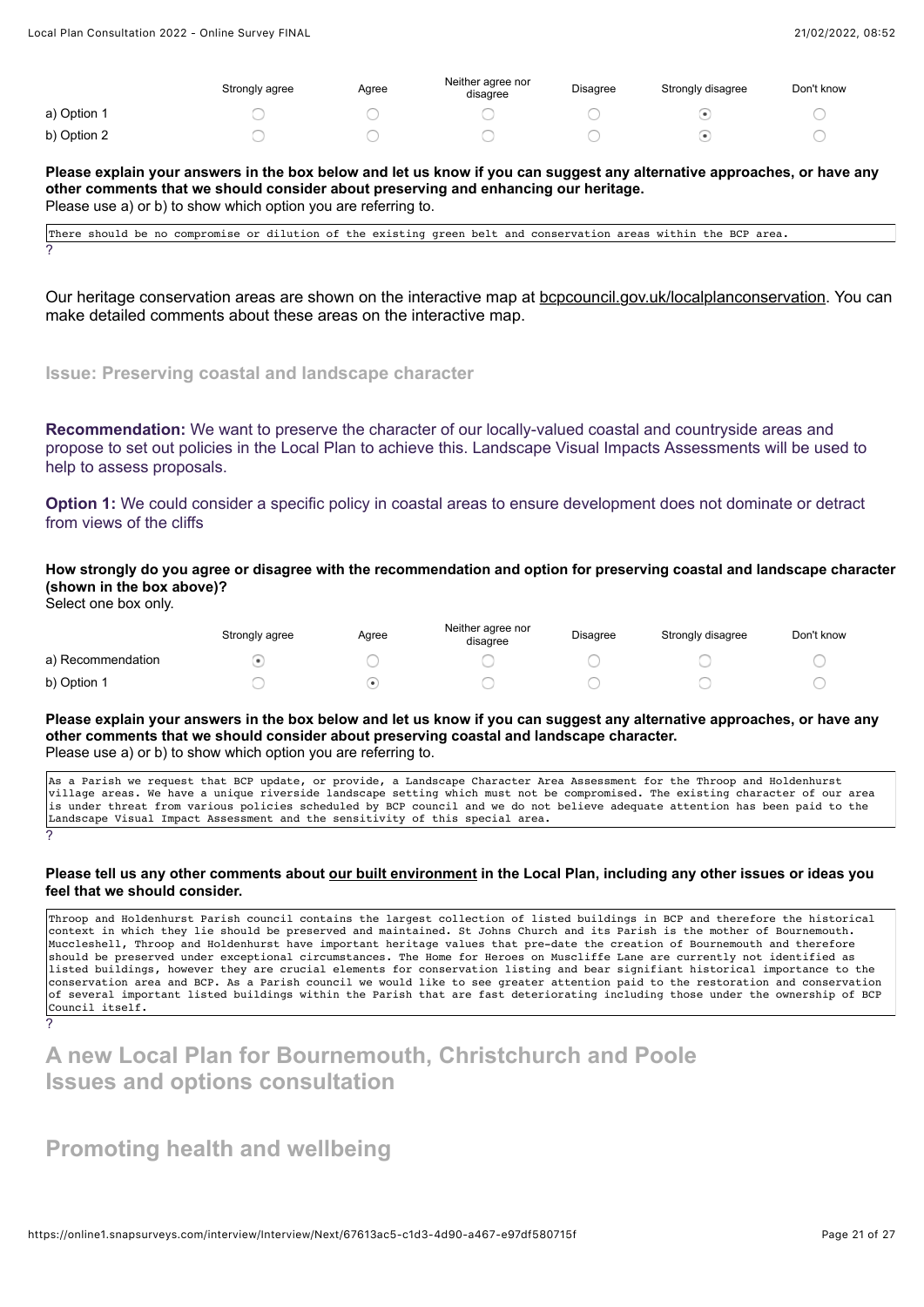| | Strongly agree | Agree | Neither agree nor disagree | Disagree | Strongly disagree | Don't know |
|---|---|---|---|---|---|---|
| a) Option 1 | ○ | ○ | ○ | ○ | ⦿ | ○ |
| b) Option 2 | ○ | ○ | ○ | ○ | ⦿ | ○ |

**Please explain your answers in the box below and let us know if you can suggest any alternative approaches, or have any other comments that we should consider about preserving and enhancing our heritage.**
Please use a) or b) to show which option you are referring to.

```
There should be no compromise or dilution of the existing green belt and conservation areas within the BCP area.
```

?

Our heritage conservation areas are shown on the interactive map at bcpcouncil.gov.uk/localplanconservation. You can make detailed comments about these areas on the interactive map.

### Issue: Preserving coastal and landscape character

**Recommendation:** We want to preserve the character of our locally-valued coastal and countryside areas and propose to set out policies in the Local Plan to achieve this. Landscape Visual Impacts Assessments will be used to help to assess proposals.

**Option 1:** We could consider a specific policy in coastal areas to ensure development does not dominate or detract from views of the cliffs

**How strongly do you agree or disagree with the recommendation and option for preserving coastal and landscape character (shown in the box above)?**
Select one box only.

| | Strongly agree | Agree | Neither agree nor disagree | Disagree | Strongly disagree | Don't know |
|---|---|---|---|---|---|---|
| a) Recommendation | ⦿ | ○ | ○ | ○ | ○ | ○ |
| b) Option 1 | ○ | ⦿ | ○ | ○ | ○ | ○ |

**Please explain your answers in the box below and let us know if you can suggest any alternative approaches, or have any other comments that we should consider about preserving coastal and landscape character.**
Please use a) or b) to show which option you are referring to.

```
As a Parish we request that BCP update, or provide, a Landscape Character Area Assessment for the Throop and Holdenhurst village areas. We have a unique riverside landscape setting which must not be compromised. The existing character of our area is under threat from various policies scheduled by BCP council and we do not believe adequate attention has been paid to the Landscape Visual Impact Assessment and the sensitivity of this special area.
```

?

**Please tell us any other comments about our built environment in the Local Plan, including any other issues or ideas you feel that we should consider.**

```
Throop and Holdenhurst Parish council contains the largest collection of listed buildings in BCP and therefore the historical context in which they lie should be preserved and maintained. St Johns Church and its Parish is the mother of Bournemouth. Muccleshell, Throop and Holdenhurst have important heritage values that pre-date the creation of Bournemouth and therefore should be preserved under exceptional circumstances. The Home for Heroes on Muscliffe Lane are currently not identified as listed buildings, however they are crucial elements for conservation listing and bear signifiant historical importance to the conservation area and BCP. As a Parish council we would like to see greater attention paid to the restoration and conservation of several important listed buildings within the Parish that are fast deteriorating including those under the ownership of BCP Council itself.
```

?

## A new Local Plan for Bournemouth, Christchurch and Poole Issues and options consultation

## Promoting health and wellbeing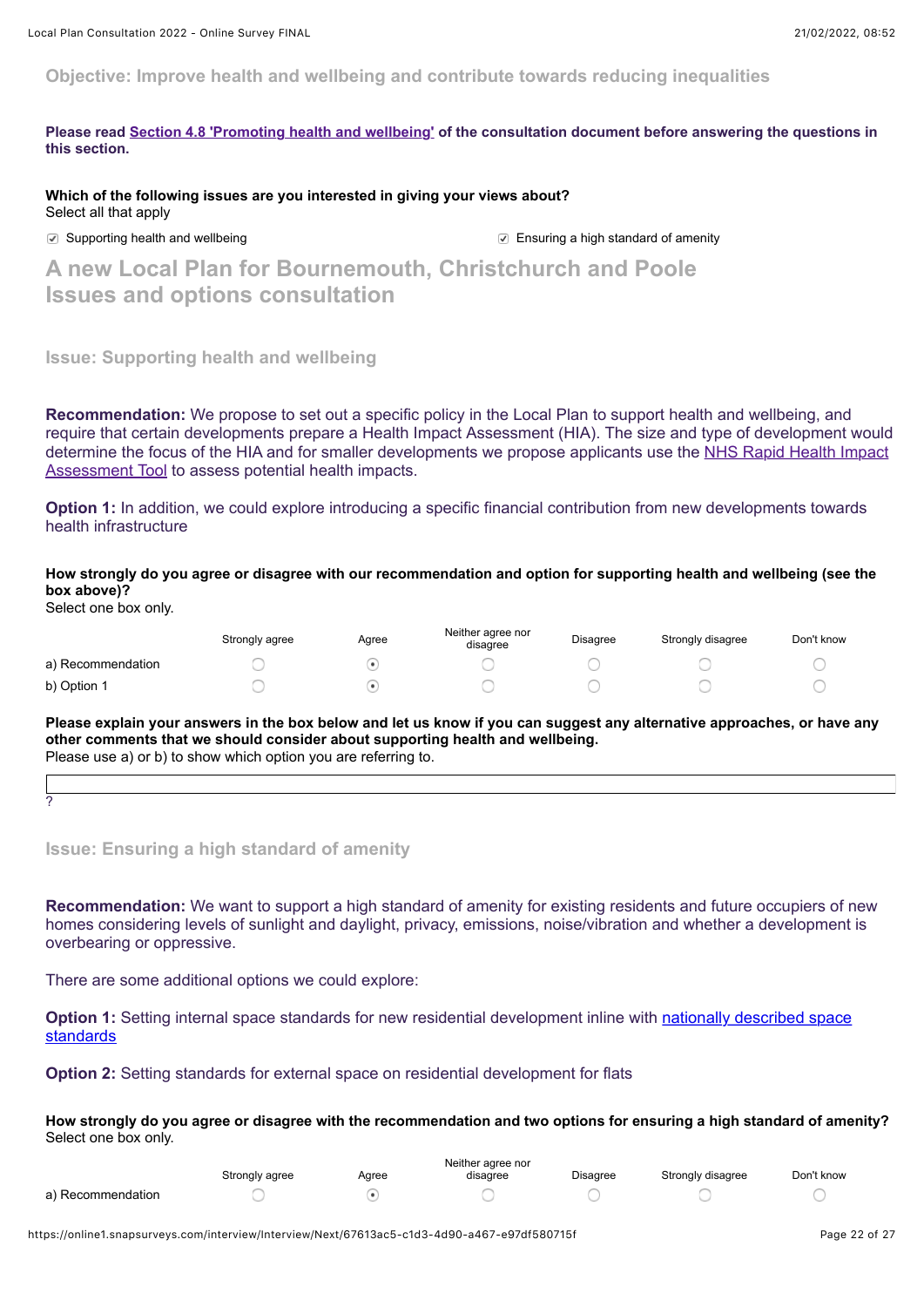## Objective: Improve health and wellbeing and contribute towards reducing inequalities

**Please read Section 4.8 'Promoting health and wellbeing' of the consultation document before answering the questions in this section.**

**Which of the following issues are you interested in giving your views about?**
Select all that apply

- [x] Supporting health and wellbeing
- [x] Ensuring a high standard of amenity

# A new Local Plan for Bournemouth, Christchurch and Poole Issues and options consultation

### Issue: Supporting health and wellbeing

**Recommendation:** We propose to set out a specific policy in the Local Plan to support health and wellbeing, and require that certain developments prepare a Health Impact Assessment (HIA). The size and type of development would determine the focus of the HIA and for smaller developments we propose applicants use the NHS Rapid Health Impact Assessment Tool to assess potential health impacts.

**Option 1:** In addition, we could explore introducing a specific financial contribution from new developments towards health infrastructure

**How strongly do you agree or disagree with our recommendation and option for supporting health and wellbeing (see the box above)?**
Select one box only.

| | Strongly agree | Agree | Neither agree nor disagree | Disagree | Strongly disagree | Don't know |
|---|---|---|---|---|---|---|
| a) Recommendation | ○ | ◉ | ○ | ○ | ○ | ○ |
| b) Option 1 | ○ | ◉ | ○ | ○ | ○ | ○ |

**Please explain your answers in the box below and let us know if you can suggest any alternative approaches, or have any other comments that we should consider about supporting health and wellbeing.**
Please use a) or b) to show which option you are referring to.

?

### Issue: Ensuring a high standard of amenity

**Recommendation:** We want to support a high standard of amenity for existing residents and future occupiers of new homes considering levels of sunlight and daylight, privacy, emissions, noise/vibration and whether a development is overbearing or oppressive.

There are some additional options we could explore:

**Option 1:** Setting internal space standards for new residential development inline with nationally described space standards

**Option 2:** Setting standards for external space on residential development for flats

**How strongly do you agree or disagree with the recommendation and two options for ensuring a high standard of amenity?**
Select one box only.

| | Strongly agree | Agree | Neither agree nor disagree | Disagree | Strongly disagree | Don't know |
|---|---|---|---|---|---|---|
| a) Recommendation | ○ | ◉ | ○ | ○ | ○ | ○ |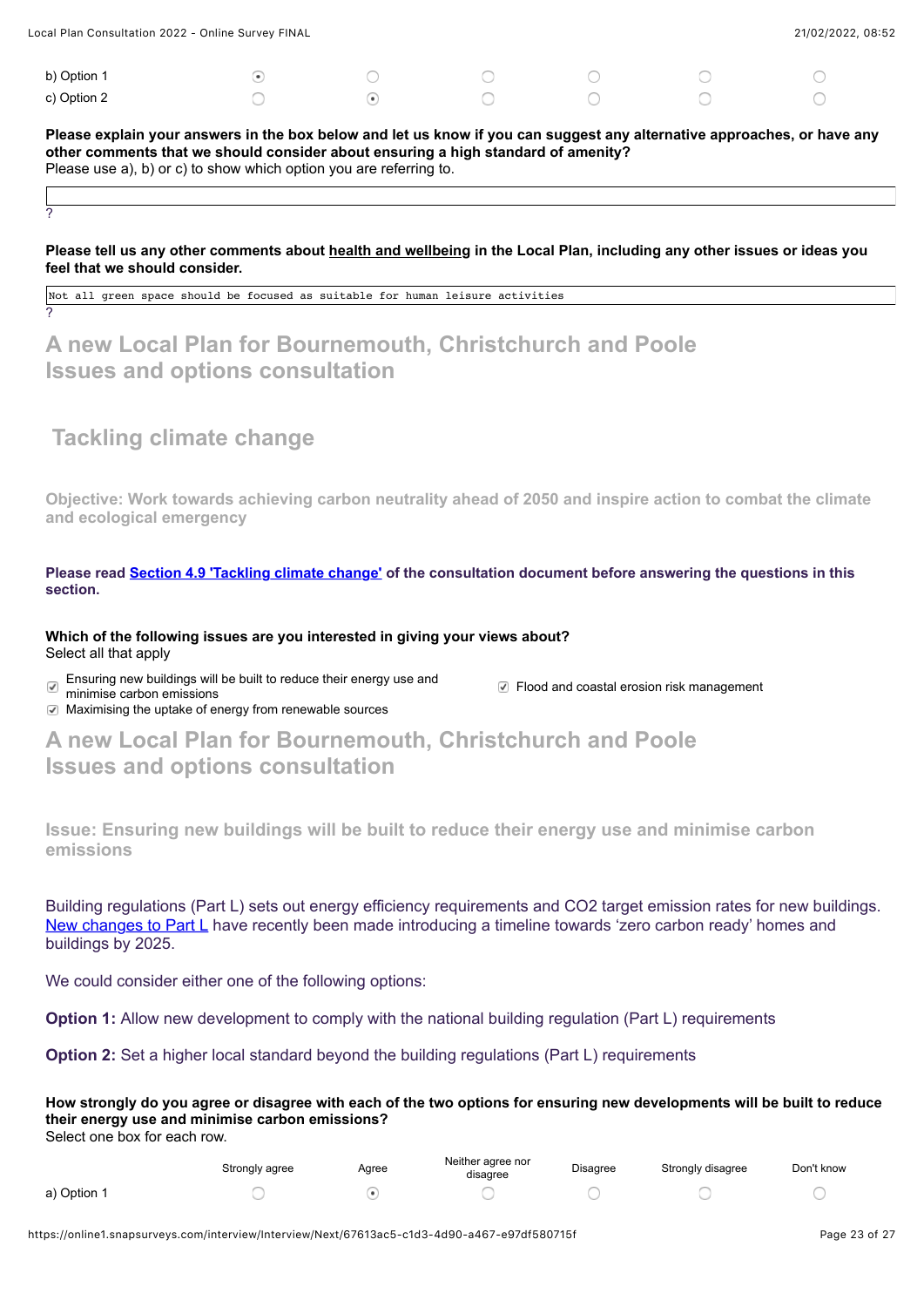| | Strongly agree | Agree | Neither agree nor disagree | Disagree | Strongly disagree | Don't know |
|---|---|---|---|---|---|---|
| b) Option 1 | ◉ | ○ | ○ | ○ | ○ | ○ |
| c) Option 2 | ○ | ◉ | ○ | ○ | ○ | ○ |

**Please explain your answers in the box below and let us know if you can suggest any alternative approaches, or have any other comments that we should consider about ensuring a high standard of amenity?**
Please use a), b) or c) to show which option you are referring to.

?

**Please tell us any other comments about health and wellbeing in the Local Plan, including any other issues or ideas you feel that we should consider.**

```
Not all green space should be focused as suitable for human leisure activities
```

?

# A new Local Plan for Bournemouth, Christchurch and Poole Issues and options consultation

## Tackling climate change

**Objective: Work towards achieving carbon neutrality ahead of 2050 and inspire action to combat the climate and ecological emergency**

**Please read Section 4.9 'Tackling climate change' of the consultation document before answering the questions in this section.**

**Which of the following issues are you interested in giving your views about?**
Select all that apply

- ☑ Ensuring new buildings will be built to reduce their energy use and minimise carbon emissions
- ☑ Maximising the uptake of energy from renewable sources
- ☑ Flood and coastal erosion risk management

# A new Local Plan for Bournemouth, Christchurch and Poole Issues and options consultation

### Issue: Ensuring new buildings will be built to reduce their energy use and minimise carbon emissions

Building regulations (Part L) sets out energy efficiency requirements and $CO_2$ target emission rates for new buildings. New changes to Part L have recently been made introducing a timeline towards 'zero carbon ready' homes and buildings by 2025.

We could consider either one of the following options:

**Option 1:** Allow new development to comply with the national building regulation (Part L) requirements

**Option 2:** Set a higher local standard beyond the building regulations (Part L) requirements

**How strongly do you agree or disagree with each of the two options for ensuring new developments will be built to reduce their energy use and minimise carbon emissions?**
Select one box for each row.

| | Strongly agree | Agree | Neither agree nor disagree | Disagree | Strongly disagree | Don't know |
|---|---|---|---|---|---|---|
| a) Option 1 | ○ | ◉ | ○ | ○ | ○ | ○ |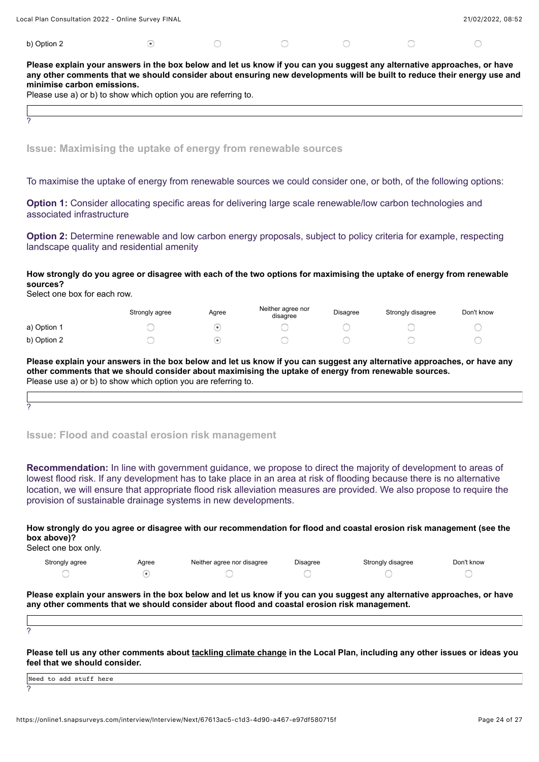| | Strongly agree | Agree | Neither agree nor disagree | Disagree | Strongly disagree | Don't know |
|---|---|---|---|---|---|---|
| b) Option 2 | ⦿ | ○ | ○ | ○ | ○ | ○ |

**Please explain your answers in the box below and let us know if you can you suggest any alternative approaches, or have any other comments that we should consider about ensuring new developments will be built to reduce their energy use and minimise carbon emissions.**
Please use a) or b) to show which option you are referring to.

?

### Issue: Maximising the uptake of energy from renewable sources

To maximise the uptake of energy from renewable sources we could consider one, or both, of the following options:

**Option 1:** Consider allocating specific areas for delivering large scale renewable/low carbon technologies and associated infrastructure

**Option 2:** Determine renewable and low carbon energy proposals, subject to policy criteria for example, respecting landscape quality and residential amenity

**How strongly do you agree or disagree with each of the two options for maximising the uptake of energy from renewable sources?**
Select one box for each row.

| | Strongly agree | Agree | Neither agree nor disagree | Disagree | Strongly disagree | Don't know |
|---|---|---|---|---|---|---|
| a) Option 1 | ○ | ⦿ | ○ | ○ | ○ | ○ |
| b) Option 2 | ○ | ⦿ | ○ | ○ | ○ | ○ |

**Please explain your answers in the box below and let us know if you can suggest any alternative approaches, or have any other comments that we should consider about maximising the uptake of energy from renewable sources.**
Please use a) or b) to show which option you are referring to.

?

### Issue: Flood and coastal erosion risk management

**Recommendation:** In line with government guidance, we propose to direct the majority of development to areas of lowest flood risk. If any development has to take place in an area at risk of flooding because there is no alternative location, we will ensure that appropriate flood risk alleviation measures are provided. We also propose to require the provision of sustainable drainage systems in new developments.

**How strongly do you agree or disagree with our recommendation for flood and coastal erosion risk management (see the box above)?**
Select one box only.

| Strongly agree | Agree | Neither agree nor disagree | Disagree | Strongly disagree | Don't know |
|---|---|---|---|---|---|
| ○ | ⦿ | ○ | ○ | ○ | ○ |

**Please explain your answers in the box below and let us know if you can you suggest any alternative approaches, or have any other comments that we should consider about flood and coastal erosion risk management.**

?

**Please tell us any other comments about tackling climate change in the Local Plan, including any other issues or ideas you feel that we should consider.**

Need to add stuff here

?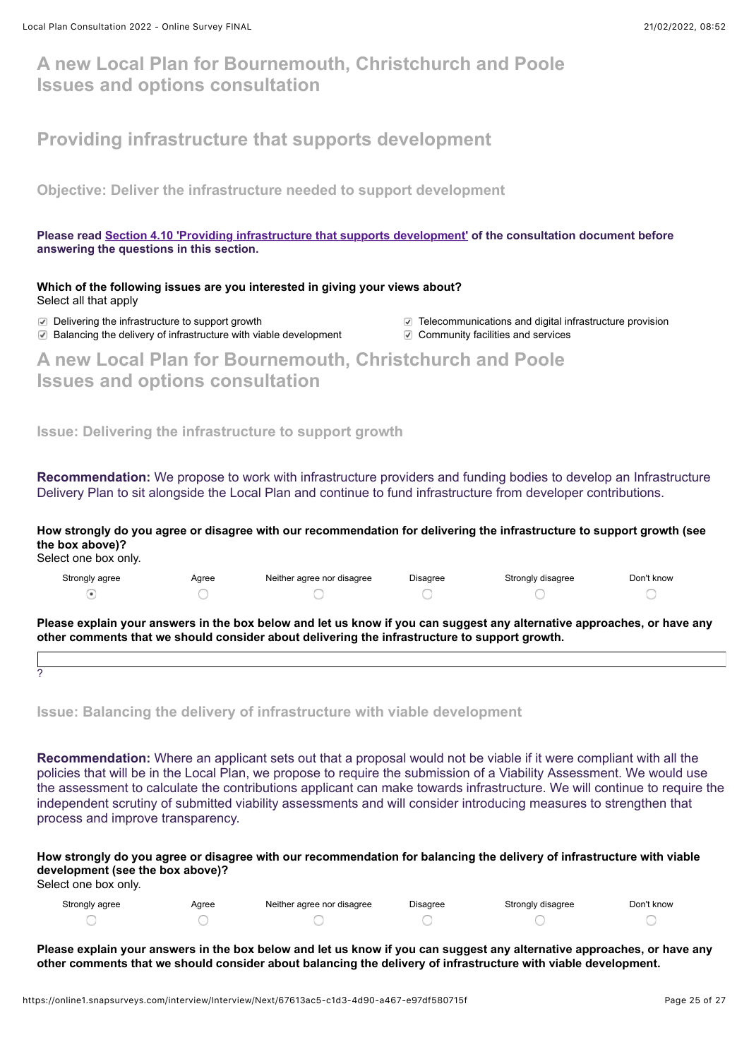# A new Local Plan for Bournemouth, Christchurch and Poole Issues and options consultation

## Providing infrastructure that supports development

### Objective: Deliver the infrastructure needed to support development

**Please read Section 4.10 'Providing infrastructure that supports development' of the consultation document before answering the questions in this section.**

**Which of the following issues are you interested in giving your views about?**
Select all that apply

- [x] Delivering the infrastructure to support growth
- [x] Balancing the delivery of infrastructure with viable development
- [x] Telecommunications and digital infrastructure provision
- [x] Community facilities and services

# A new Local Plan for Bournemouth, Christchurch and Poole Issues and options consultation

### Issue: Delivering the infrastructure to support growth

**Recommendation:** We propose to work with infrastructure providers and funding bodies to develop an Infrastructure Delivery Plan to sit alongside the Local Plan and continue to fund infrastructure from developer contributions.

**How strongly do you agree or disagree with our recommendation for delivering the infrastructure to support growth (see the box above)?**
Select one box only.

| Strongly agree | Agree | Neither agree nor disagree | Disagree | Strongly disagree | Don't know |
|---|---|---|---|---|---|
| ◉ | ○ | ○ | ○ | ○ | ○ |

**Please explain your answers in the box below and let us know if you can suggest any alternative approaches, or have any other comments that we should consider about delivering the infrastructure to support growth.**

?

### Issue: Balancing the delivery of infrastructure with viable development

**Recommendation:** Where an applicant sets out that a proposal would not be viable if it were compliant with all the policies that will be in the Local Plan, we propose to require the submission of a Viability Assessment. We would use the assessment to calculate the contributions applicant can make towards infrastructure. We will continue to require the independent scrutiny of submitted viability assessments and will consider introducing measures to strengthen that process and improve transparency.

**How strongly do you agree or disagree with our recommendation for balancing the delivery of infrastructure with viable development (see the box above)?**
Select one box only.

| Strongly agree | Agree | Neither agree nor disagree | Disagree | Strongly disagree | Don't know |
|---|---|---|---|---|---|
| ○ | ○ | ○ | ○ | ○ | ○ |

**Please explain your answers in the box below and let us know if you can suggest any alternative approaches, or have any other comments that we should consider about balancing the delivery of infrastructure with viable development.**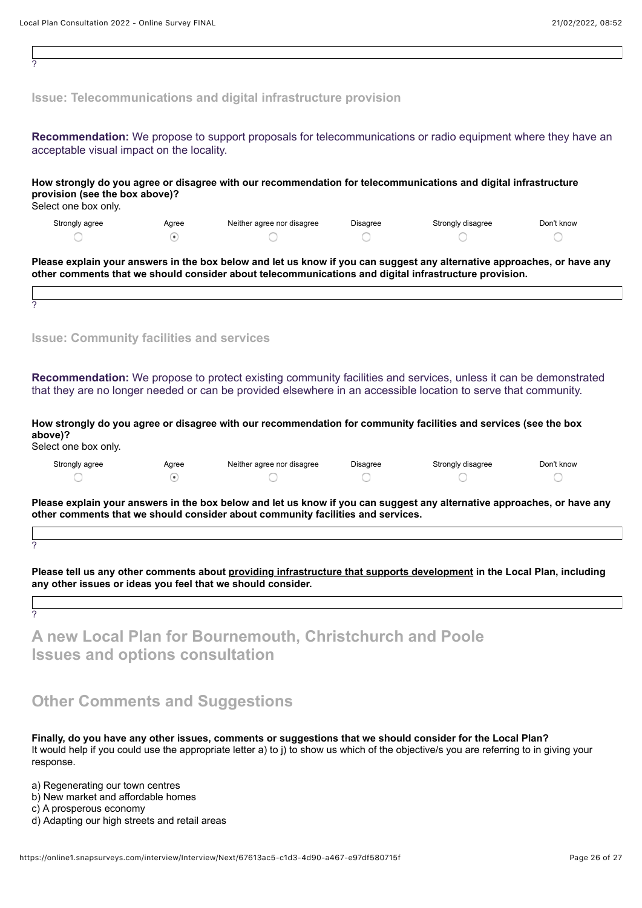?

### Issue: Telecommunications and digital infrastructure provision

**Recommendation:** We propose to support proposals for telecommunications or radio equipment where they have an acceptable visual impact on the locality.

**How strongly do you agree or disagree with our recommendation for telecommunications and digital infrastructure provision (see the box above)?**
Select one box only.

| Strongly agree | Agree | Neither agree nor disagree | Disagree | Strongly disagree | Don't know |
|---|---|---|---|---|---|
| ○ | ◉ | ○ | ○ | ○ | ○ |

**Please explain your answers in the box below and let us know if you can suggest any alternative approaches, or have any other comments that we should consider about telecommunications and digital infrastructure provision.**

?

### Issue: Community facilities and services

**Recommendation:** We propose to protect existing community facilities and services, unless it can be demonstrated that they are no longer needed or can be provided elsewhere in an accessible location to serve that community.

**How strongly do you agree or disagree with our recommendation for community facilities and services (see the box above)?**
Select one box only.

| Strongly agree | Agree | Neither agree nor disagree | Disagree | Strongly disagree | Don't know |
|---|---|---|---|---|---|
| ○ | ◉ | ○ | ○ | ○ | ○ |

**Please explain your answers in the box below and let us know if you can suggest any alternative approaches, or have any other comments that we should consider about community facilities and services.**

?

**Please tell us any other comments about providing infrastructure that supports development in the Local Plan, including any other issues or ideas you feel that we should consider.**

?

# A new Local Plan for Bournemouth, Christchurch and Poole Issues and options consultation

## Other Comments and Suggestions

**Finally, do you have any other issues, comments or suggestions that we should consider for the Local Plan?**
It would help if you could use the appropriate letter a) to j) to show us which of the objective/s you are referring to in giving your response.

a) Regenerating our town centres
b) New market and affordable homes
c) A prosperous economy
d) Adapting our high streets and retail areas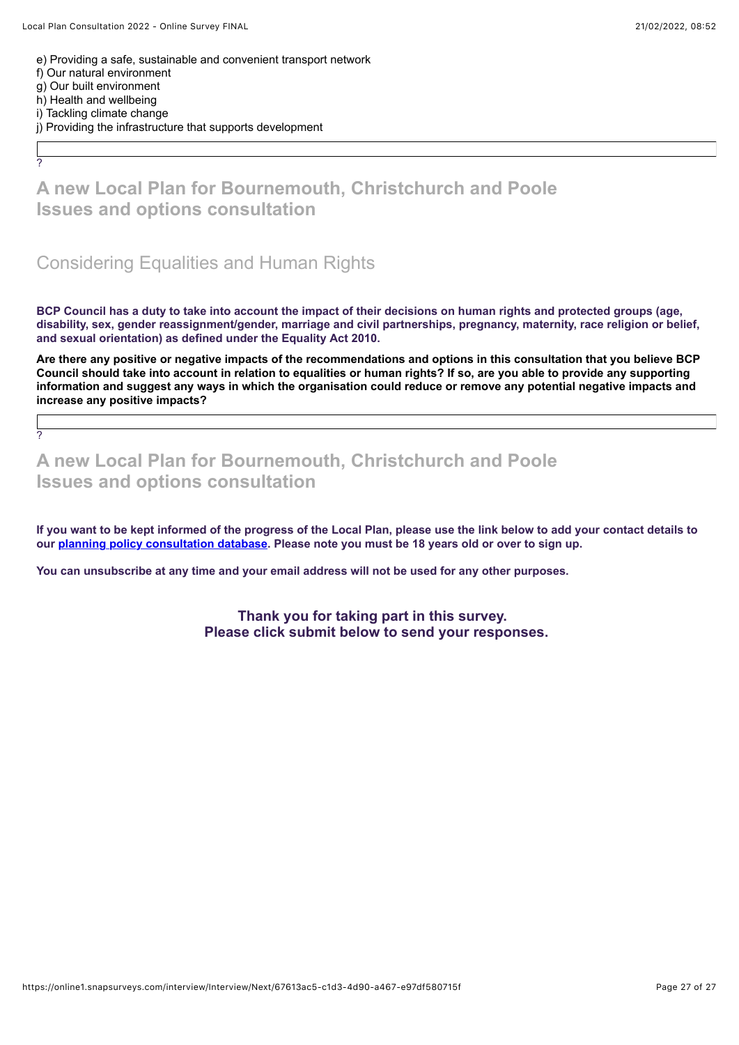e) Providing a safe, sustainable and convenient transport network
f) Our natural environment
g) Our built environment
h) Health and wellbeing
i) Tackling climate change
j) Providing the infrastructure that supports development

?

## A new Local Plan for Bournemouth, Christchurch and Poole Issues and options consultation

### Considering Equalities and Human Rights

**BCP Council has a duty to take into account the impact of their decisions on human rights and protected groups (age, disability, sex, gender reassignment/gender, marriage and civil partnerships, pregnancy, maternity, race religion or belief, and sexual orientation) as defined under the Equality Act 2010.**

**Are there any positive or negative impacts of the recommendations and options in this consultation that you believe BCP Council should take into account in relation to equalities or human rights? If so, are you able to provide any supporting information and suggest any ways in which the organisation could reduce or remove any potential negative impacts and increase any positive impacts?**

?

## A new Local Plan for Bournemouth, Christchurch and Poole Issues and options consultation

**If you want to be kept informed of the progress of the Local Plan, please use the link below to add your contact details to our planning policy consultation database. Please note you must be 18 years old or over to sign up.**

**You can unsubscribe at any time and your email address will not be used for any other purposes.**

**Thank you for taking part in this survey.
Please click submit below to send your responses.**